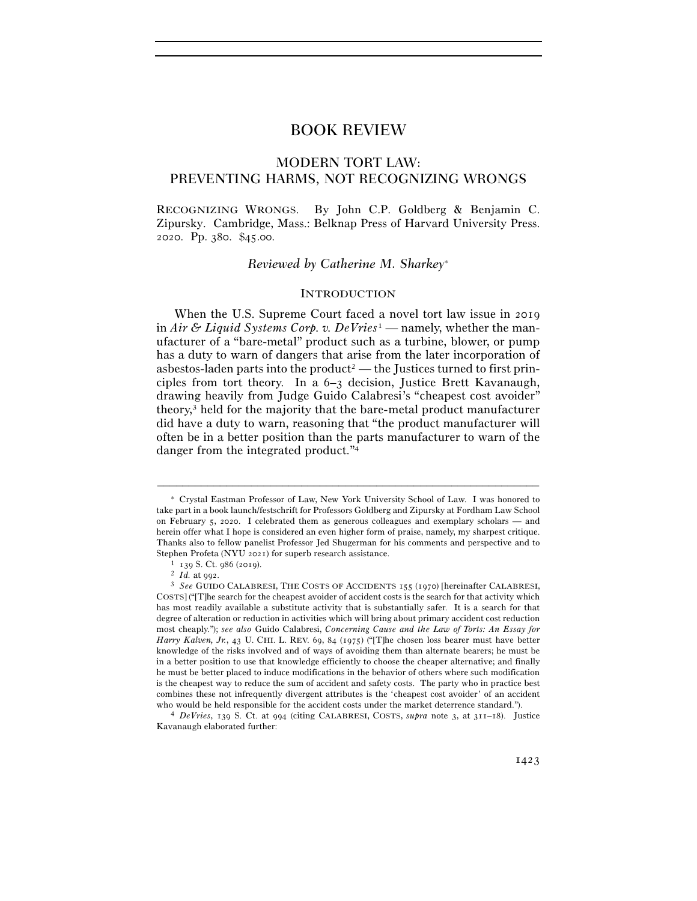# BOOK REVIEW

## MODERN TORT LAW: PREVENTING HARMS, NOT RECOGNIZING WRONGS

RECOGNIZING WRONGS. By John C.P. Goldberg & Benjamin C. Zipursky. Cambridge, Mass.: Belknap Press of Harvard University Press. 2020. Pp. 380. $45.00.

*Reviewed by Catherine M. Sharkey*[*]

### INTRODUCTION

When the U.S. Supreme Court faced a novel tort law issue in 2019 in *Air & Liquid Systems Corp. v. DeVries*[1] — namely, whether the manufacturer of a "bare-metal" product such as a turbine, blower, or pump has a duty to warn of dangers that arise from the later incorporation of asbestos-laden parts into the product[2] — the Justices turned to first principles from tort theory. In a 6–3 decision, Justice Brett Kavanaugh, drawing heavily from Judge Guido Calabresi's "cheapest cost avoider" theory,[3] held for the majority that the bare-metal product manufacturer did have a duty to warn, reasoning that "the product manufacturer will often be in a better position than the parts manufacturer to warn of the danger from the integrated product."[4]

---

[*] Crystal Eastman Professor of Law, New York University School of Law. I was honored to take part in a book launch/festschrift for Professors Goldberg and Zipursky at Fordham Law School on February 5, 2020. I celebrated them as generous colleagues and exemplary scholars — and herein offer what I hope is considered an even higher form of praise, namely, my sharpest critique. Thanks also to fellow panelist Professor Jed Shugerman for his comments and perspective and to Stephen Profeta (NYU 2021) for superb research assistance.

[1] 139 S. Ct. 986 (2019).

[2] *Id.* at 992.

[3] *See* GUIDO CALABRESI, THE COSTS OF ACCIDENTS 155 (1970) [hereinafter CALABRESI, COSTS] ("[T]he search for the cheapest avoider of accident costs is the search for that activity which has most readily available a substitute activity that is substantially safer. It is a search for that degree of alteration or reduction in activities which will bring about primary accident cost reduction most cheaply."); *see also* Guido Calabresi, *Concerning Cause and the Law of Torts: An Essay for Harry Kalven, Jr.*, 43 U. CHI. L. REV. 69, 84 (1975) ("[T]he chosen loss bearer must have better knowledge of the risks involved and of ways of avoiding them than alternate bearers; he must be in a better position to use that knowledge efficiently to choose the cheaper alternative; and finally he must be better placed to induce modifications in the behavior of others where such modification is the cheapest way to reduce the sum of accident and safety costs. The party who in practice best combines these not infrequently divergent attributes is the 'cheapest cost avoider' of an accident who would be held responsible for the accident costs under the market deterrence standard.").

[4] *DeVries*, 139 S. Ct. at 994 (citing CALABRESI, COSTS, *supra* note 3, at 311–18). Justice Kavanaugh elaborated further: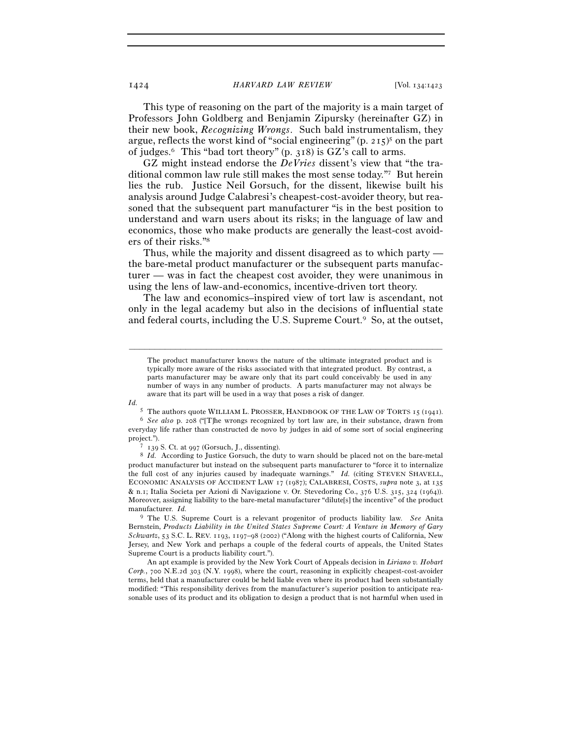This type of reasoning on the part of the majority is a main target of Professors John Goldberg and Benjamin Zipursky (hereinafter GZ) in their new book, *Recognizing Wrongs*. Such bald instrumentalism, they argue, reflects the worst kind of "social engineering" (p. 215)[5] on the part of judges.[6] This "bad tort theory" (p. 318) is GZ's call to arms.

GZ might instead endorse the *DeVries* dissent's view that "the traditional common law rule still makes the most sense today."[7] But herein lies the rub. Justice Neil Gorsuch, for the dissent, likewise built his analysis around Judge Calabresi's cheapest-cost-avoider theory, but reasoned that the subsequent part manufacturer "is in the best position to understand and warn users about its risks; in the language of law and economics, those who make products are generally the least-cost avoiders of their risks."[8]

Thus, while the majority and dissent disagreed as to which party — the bare-metal product manufacturer or the subsequent parts manufacturer — was in fact the cheapest cost avoider, they were unanimous in using the lens of law-and-economics, incentive-driven tort theory.

The law and economics–inspired view of tort law is ascendant, not only in the legal academy but also in the decisions of influential state and federal courts, including the U.S. Supreme Court.[9] So, at the outset,

---

> The product manufacturer knows the nature of the ultimate integrated product and is typically more aware of the risks associated with that integrated product. By contrast, a parts manufacturer may be aware only that its part could conceivably be used in any number of ways in any number of products. A parts manufacturer may not always be aware that its part will be used in a way that poses a risk of danger.

*Id.*

[5] The authors quote WILLIAM L. PROSSER, HANDBOOK OF THE LAW OF TORTS 15 (1941).

[6] *See also* p. 208 ("[T]he wrongs recognized by tort law are, in their substance, drawn from everyday life rather than constructed de novo by judges in aid of some sort of social engineering project.").

[7] 139 S. Ct. at 997 (Gorsuch, J., dissenting).

[8] *Id.* According to Justice Gorsuch, the duty to warn should be placed not on the bare-metal product manufacturer but instead on the subsequent parts manufacturer to "force it to internalize the full cost of any injuries caused by inadequate warnings." *Id.* (citing STEVEN SHAVELL, ECONOMIC ANALYSIS OF ACCIDENT LAW 17 (1987); CALABRESI, COSTS, *supra* note 3, at 135 & n.1; Italia Societa per Azioni di Navigazione v. Or. Stevedoring Co., 376 U.S. 315, 324 (1964)). Moreover, assigning liability to the bare-metal manufacturer "dilute[s] the incentive" of the product manufacturer. *Id.*

[9] The U.S. Supreme Court is a relevant progenitor of products liability law. *See* Anita Bernstein, *Products Liability in the United States Supreme Court: A Venture in Memory of Gary Schwartz*, 53 S.C. L. REV. 1193, 1197–98 (2002) ("Along with the highest courts of California, New Jersey, and New York and perhaps a couple of the federal courts of appeals, the United States Supreme Court is a products liability court.").

An apt example is provided by the New York Court of Appeals decision in *Liriano v. Hobart Corp.*, 700 N.E.2d 303 (N.Y. 1998), where the court, reasoning in explicitly cheapest-cost-avoider terms, held that a manufacturer could be held liable even where its product had been substantially modified: "This responsibility derives from the manufacturer's superior position to anticipate reasonable uses of its product and its obligation to design a product that is not harmful when used in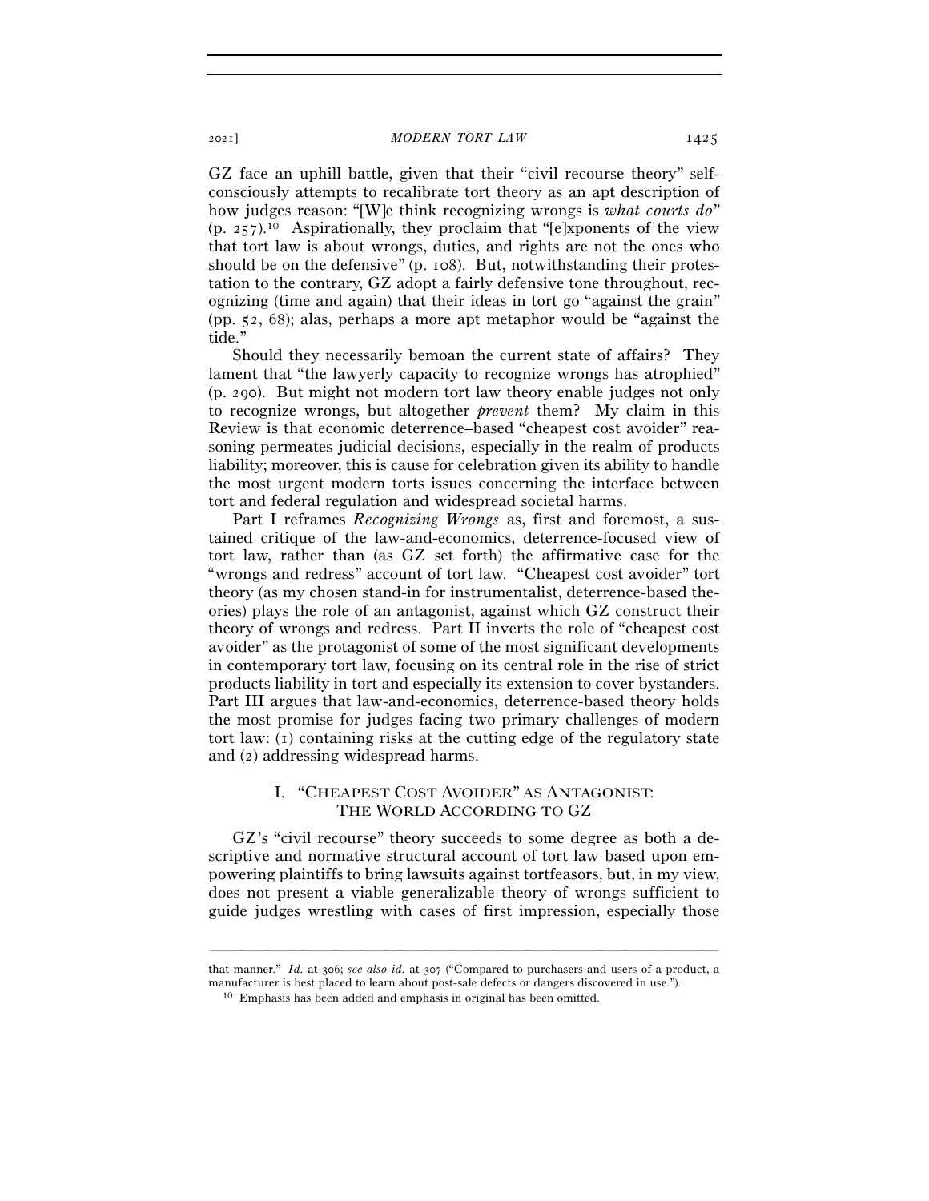GZ face an uphill battle, given that their "civil recourse theory" self-consciously attempts to recalibrate tort theory as an apt description of how judges reason: "[W]e think recognizing wrongs is *what courts do*" (p. 257).[10] Aspirationally, they proclaim that "[e]xponents of the view that tort law is about wrongs, duties, and rights are not the ones who should be on the defensive" (p. 108). But, notwithstanding their protestation to the contrary, GZ adopt a fairly defensive tone throughout, recognizing (time and again) that their ideas in tort go "against the grain" (pp. 52, 68); alas, perhaps a more apt metaphor would be "against the tide."

Should they necessarily bemoan the current state of affairs? They lament that "the lawyerly capacity to recognize wrongs has atrophied" (p. 290). But might not modern tort law theory enable judges not only to recognize wrongs, but altogether *prevent* them? My claim in this Review is that economic deterrence–based "cheapest cost avoider" reasoning permeates judicial decisions, especially in the realm of products liability; moreover, this is cause for celebration given its ability to handle the most urgent modern torts issues concerning the interface between tort and federal regulation and widespread societal harms.

Part I reframes *Recognizing Wrongs* as, first and foremost, a sustained critique of the law-and-economics, deterrence-focused view of tort law, rather than (as GZ set forth) the affirmative case for the "wrongs and redress" account of tort law. "Cheapest cost avoider" tort theory (as my chosen stand-in for instrumentalist, deterrence-based theories) plays the role of an antagonist, against which GZ construct their theory of wrongs and redress. Part II inverts the role of "cheapest cost avoider" as the protagonist of some of the most significant developments in contemporary tort law, focusing on its central role in the rise of strict products liability in tort and especially its extension to cover bystanders. Part III argues that law-and-economics, deterrence-based theory holds the most promise for judges facing two primary challenges of modern tort law: (1) containing risks at the cutting edge of the regulatory state and (2) addressing widespread harms.

## I. "CHEAPEST COST AVOIDER" AS ANTAGONIST: THE WORLD ACCORDING TO GZ

GZ's "civil recourse" theory succeeds to some degree as both a descriptive and normative structural account of tort law based upon empowering plaintiffs to bring lawsuits against tortfeasors, but, in my view, does not present a viable generalizable theory of wrongs sufficient to guide judges wrestling with cases of first impression, especially those

---

that manner." *Id.* at 306; *see also id.* at 307 ("Compared to purchasers and users of a product, a manufacturer is best placed to learn about post-sale defects or dangers discovered in use.").

[10] Emphasis has been added and emphasis in original has been omitted.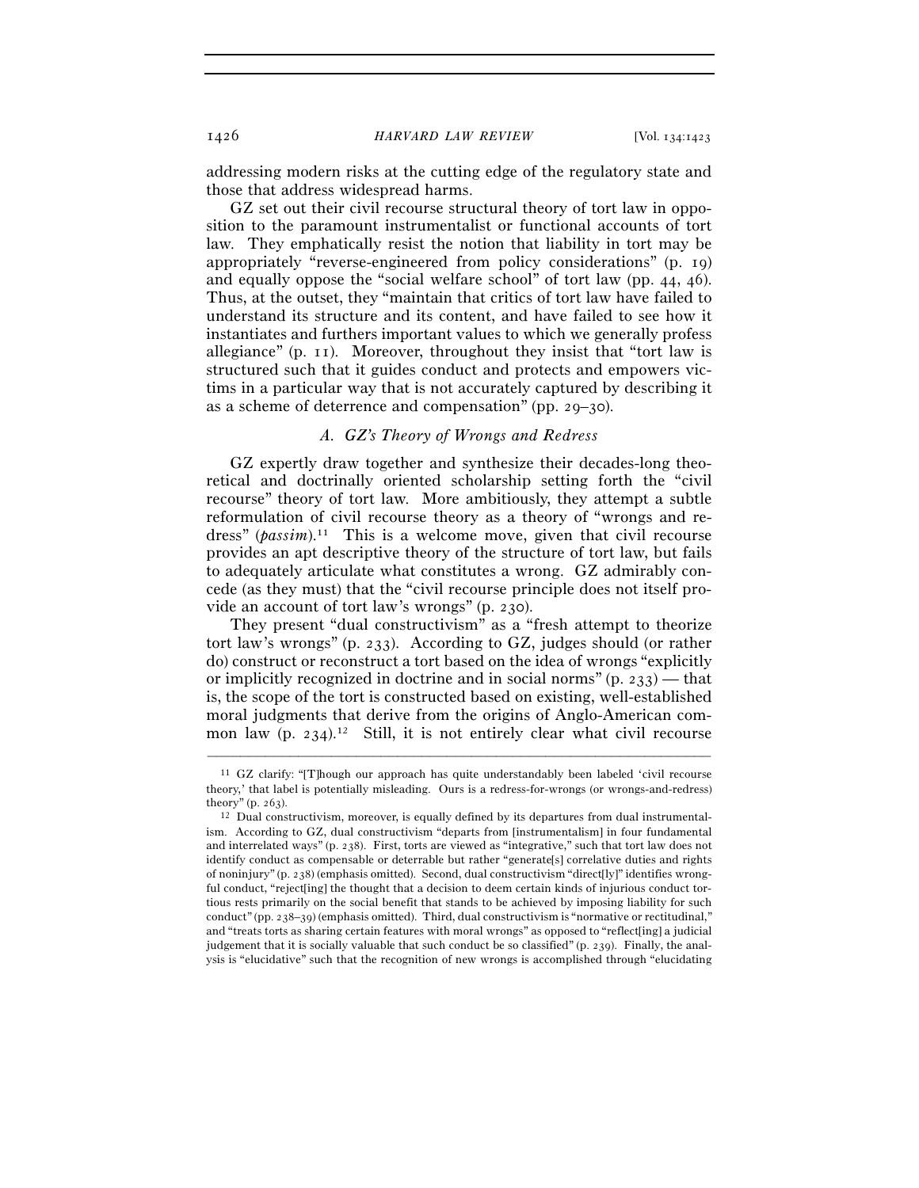addressing modern risks at the cutting edge of the regulatory state and those that address widespread harms.

GZ set out their civil recourse structural theory of tort law in opposition to the paramount instrumentalist or functional accounts of tort law. They emphatically resist the notion that liability in tort may be appropriately "reverse-engineered from policy considerations" (p. 19) and equally oppose the "social welfare school" of tort law (pp. 44, 46). Thus, at the outset, they "maintain that critics of tort law have failed to understand its structure and its content, and have failed to see how it instantiates and furthers important values to which we generally profess allegiance" (p. 11). Moreover, throughout they insist that "tort law is structured such that it guides conduct and protects and empowers victims in a particular way that is not accurately captured by describing it as a scheme of deterrence and compensation" (pp. 29–30).

### *A. GZ's Theory of Wrongs and Redress*

GZ expertly draw together and synthesize their decades-long theoretical and doctrinally oriented scholarship setting forth the "civil recourse" theory of tort law. More ambitiously, they attempt a subtle reformulation of civil recourse theory as a theory of "wrongs and redress" (*passim*).[11] This is a welcome move, given that civil recourse provides an apt descriptive theory of the structure of tort law, but fails to adequately articulate what constitutes a wrong. GZ admirably concede (as they must) that the "civil recourse principle does not itself provide an account of tort law's wrongs" (p. 230).

They present "dual constructivism" as a "fresh attempt to theorize tort law's wrongs" (p. 233). According to GZ, judges should (or rather do) construct or reconstruct a tort based on the idea of wrongs "explicitly or implicitly recognized in doctrine and in social norms" (p. 233) — that is, the scope of the tort is constructed based on existing, well-established moral judgments that derive from the origins of Anglo-American common law (p. 234).[12] Still, it is not entirely clear what civil recourse

---

[11] GZ clarify: "[T]hough our approach has quite understandably been labeled 'civil recourse theory,' that label is potentially misleading. Ours is a redress-for-wrongs (or wrongs-and-redress) theory" (p. 263).

[12] Dual constructivism, moreover, is equally defined by its departures from dual instrumentalism. According to GZ, dual constructivism "departs from [instrumentalism] in four fundamental and interrelated ways" (p. 238). First, torts are viewed as "integrative," such that tort law does not identify conduct as compensable or deterrable but rather "generate[s] correlative duties and rights of noninjury" (p. 238) (emphasis omitted). Second, dual constructivism "direct[ly]" identifies wrongful conduct, "reject[ing] the thought that a decision to deem certain kinds of injurious conduct tortious rests primarily on the social benefit that stands to be achieved by imposing liability for such conduct" (pp. 238–39) (emphasis omitted). Third, dual constructivism is "normative or rectitudinal," and "treats torts as sharing certain features with moral wrongs" as opposed to "reflect[ing] a judicial judgement that it is socially valuable that such conduct be so classified" (p. 239). Finally, the analysis is "elucidative" such that the recognition of new wrongs is accomplished through "elucidating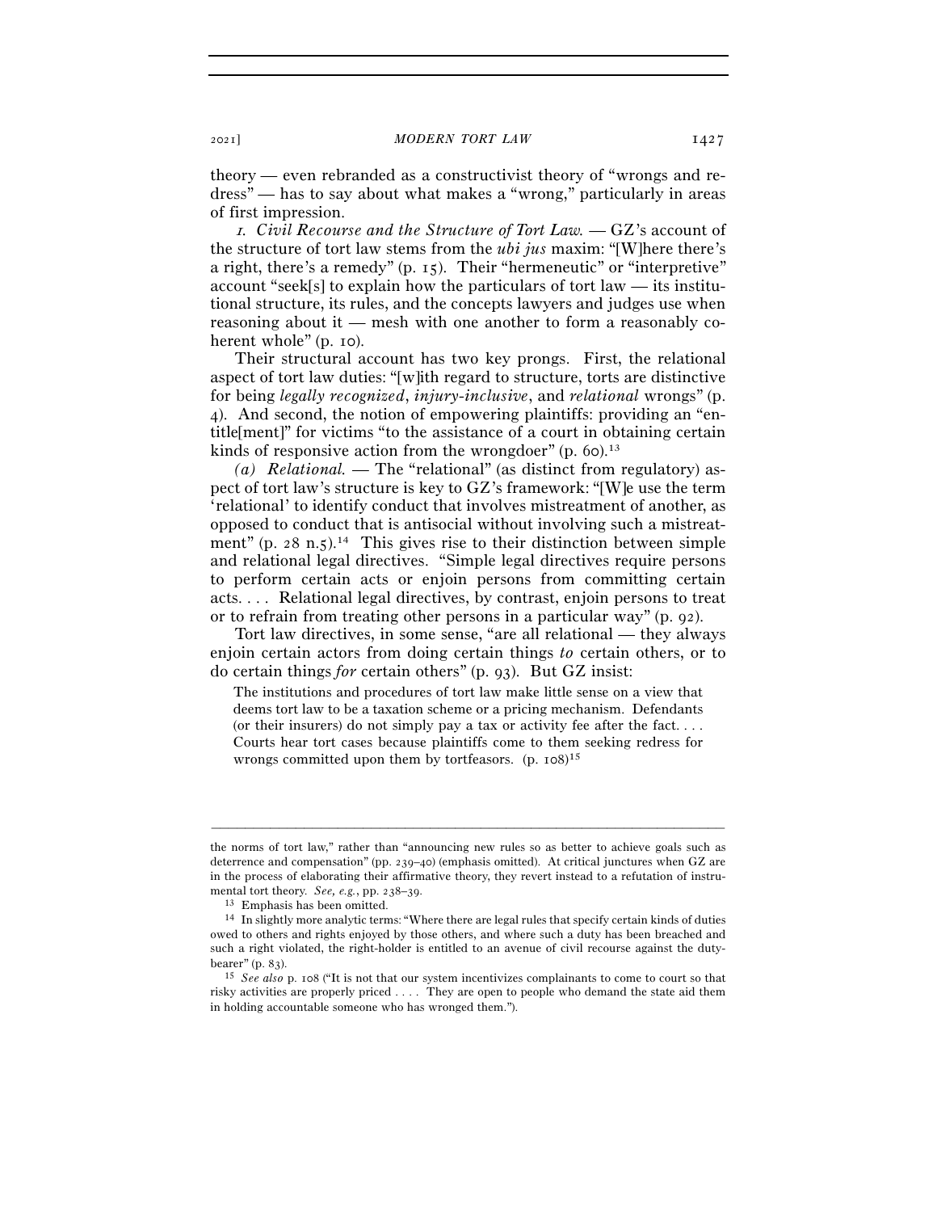theory — even rebranded as a constructivist theory of "wrongs and redress" — has to say about what makes a "wrong," particularly in areas of first impression.

*1. Civil Recourse and the Structure of Tort Law.* — GZ's account of the structure of tort law stems from the *ubi jus* maxim: "[W]here there's a right, there's a remedy" (p. 15). Their "hermeneutic" or "interpretive" account "seek[s] to explain how the particulars of tort law — its institutional structure, its rules, and the concepts lawyers and judges use when reasoning about it — mesh with one another to form a reasonably coherent whole" (p. 10).

Their structural account has two key prongs. First, the relational aspect of tort law duties: "[w]ith regard to structure, torts are distinctive for being *legally recognized*, *injury-inclusive*, and *relational* wrongs" (p. 4). And second, the notion of empowering plaintiffs: providing an "entitle[ment]" for victims "to the assistance of a court in obtaining certain kinds of responsive action from the wrongdoer" (p. 60).[13]

*(a) Relational.* — The "relational" (as distinct from regulatory) aspect of tort law's structure is key to GZ's framework: "[W]e use the term 'relational' to identify conduct that involves mistreatment of another, as opposed to conduct that is antisocial without involving such a mistreatment" (p. 28 n.5).[14] This gives rise to their distinction between simple and relational legal directives. "Simple legal directives require persons to perform certain acts or enjoin persons from committing certain acts. . . . Relational legal directives, by contrast, enjoin persons to treat or to refrain from treating other persons in a particular way" (p. 92).

Tort law directives, in some sense, "are all relational — they always enjoin certain actors from doing certain things *to* certain others, or to do certain things *for* certain others" (p. 93). But GZ insist:

> The institutions and procedures of tort law make little sense on a view that deems tort law to be a taxation scheme or a pricing mechanism. Defendants (or their insurers) do not simply pay a tax or activity fee after the fact. . . . Courts hear tort cases because plaintiffs come to them seeking redress for wrongs committed upon them by tortfeasors. (p. 108)[15]

---

the norms of tort law," rather than "announcing new rules so as better to achieve goals such as deterrence and compensation" (pp. 239–40) (emphasis omitted). At critical junctures when GZ are in the process of elaborating their affirmative theory, they revert instead to a refutation of instrumental tort theory. *See, e.g.*, pp. 238–39.

[13] Emphasis has been omitted.

[14] In slightly more analytic terms: "Where there are legal rules that specify certain kinds of duties owed to others and rights enjoyed by those others, and where such a duty has been breached and such a right violated, the right-holder is entitled to an avenue of civil recourse against the duty-bearer" (p. 83).

[15] *See also* p. 108 ("It is not that our system incentivizes complainants to come to court so that risky activities are properly priced . . . . They are open to people who demand the state aid them in holding accountable someone who has wronged them.").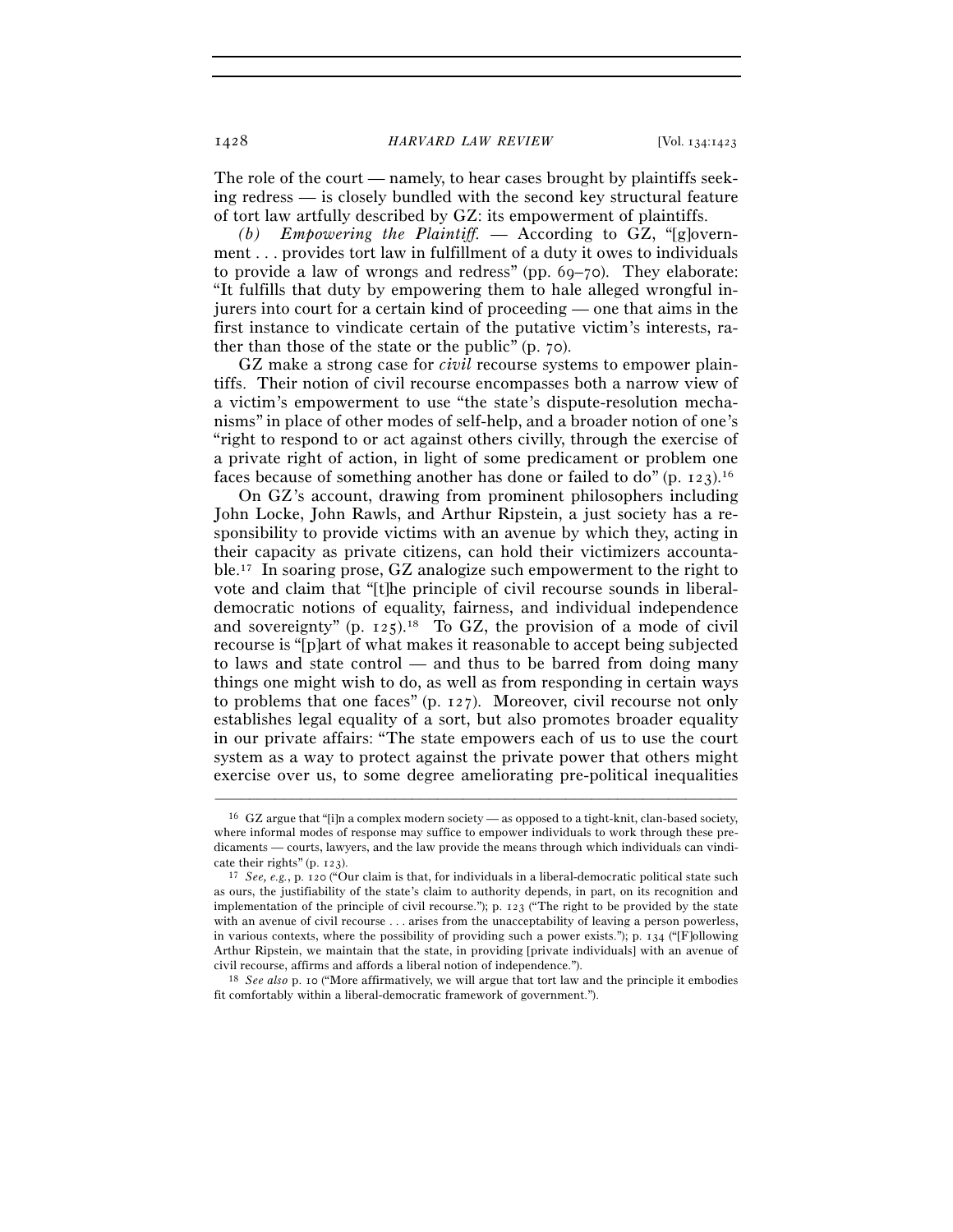The role of the court — namely, to hear cases brought by plaintiffs seeking redress — is closely bundled with the second key structural feature of tort law artfully described by GZ: its empowerment of plaintiffs.

*(b) Empowering the Plaintiff.* — According to GZ, "[g]overnment . . . provides tort law in fulfillment of a duty it owes to individuals to provide a law of wrongs and redress" (pp. 69–70). They elaborate: "It fulfills that duty by empowering them to hale alleged wrongful injurers into court for a certain kind of proceeding — one that aims in the first instance to vindicate certain of the putative victim's interests, rather than those of the state or the public" (p. 70).

GZ make a strong case for *civil* recourse systems to empower plaintiffs. Their notion of civil recourse encompasses both a narrow view of a victim's empowerment to use "the state's dispute-resolution mechanisms" in place of other modes of self-help, and a broader notion of one's "right to respond to or act against others civilly, through the exercise of a private right of action, in light of some predicament or problem one faces because of something another has done or failed to do" (p. 123).[16]

On GZ's account, drawing from prominent philosophers including John Locke, John Rawls, and Arthur Ripstein, a just society has a responsibility to provide victims with an avenue by which they, acting in their capacity as private citizens, can hold their victimizers accountable.[17] In soaring prose, GZ analogize such empowerment to the right to vote and claim that "[t]he principle of civil recourse sounds in liberal-democratic notions of equality, fairness, and individual independence and sovereignty" (p. 125).[18] To GZ, the provision of a mode of civil recourse is "[p]art of what makes it reasonable to accept being subjected to laws and state control — and thus to be barred from doing many things one might wish to do, as well as from responding in certain ways to problems that one faces" (p. 127). Moreover, civil recourse not only establishes legal equality of a sort, but also promotes broader equality in our private affairs: "The state empowers each of us to use the court system as a way to protect against the private power that others might exercise over us, to some degree ameliorating pre-political inequalities

---

[16] GZ argue that "[i]n a complex modern society — as opposed to a tight-knit, clan-based society, where informal modes of response may suffice to empower individuals to work through these predicaments — courts, lawyers, and the law provide the means through which individuals can vindicate their rights" (p. 123).

[17] *See, e.g.*, p. 120 ("Our claim is that, for individuals in a liberal-democratic political state such as ours, the justifiability of the state's claim to authority depends, in part, on its recognition and implementation of the principle of civil recourse."); p. 123 ("The right to be provided by the state with an avenue of civil recourse . . . arises from the unacceptability of leaving a person powerless, in various contexts, where the possibility of providing such a power exists."); p. 134 ("[F]ollowing Arthur Ripstein, we maintain that the state, in providing [private individuals] with an avenue of civil recourse, affirms and affords a liberal notion of independence.").

[18] *See also* p. 10 ("More affirmatively, we will argue that tort law and the principle it embodies fit comfortably within a liberal-democratic framework of government.").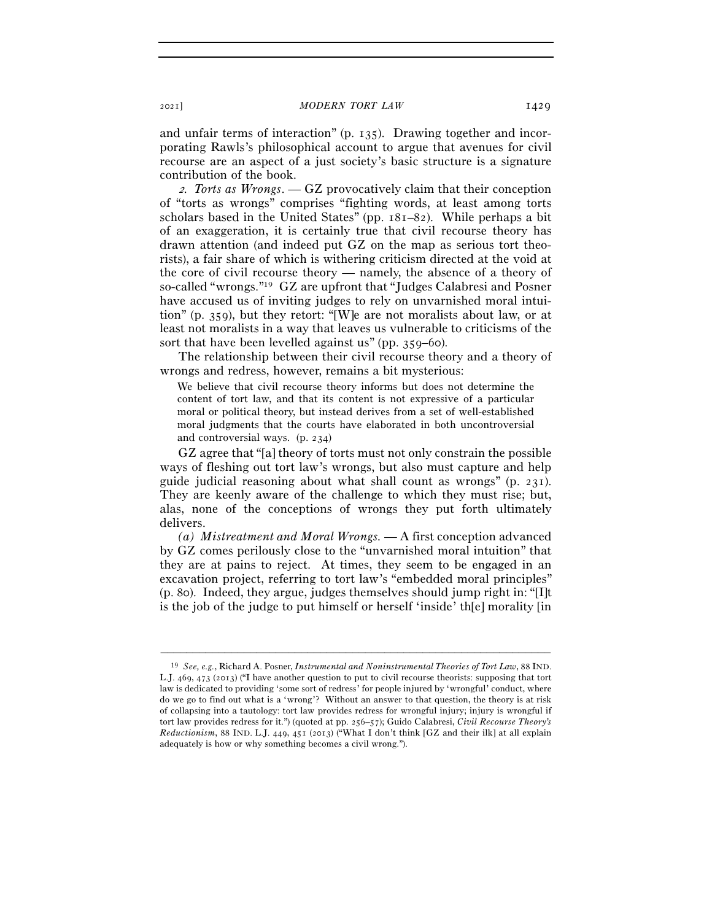and unfair terms of interaction" (p. 135). Drawing together and incorporating Rawls's philosophical account to argue that avenues for civil recourse are an aspect of a just society's basic structure is a signature contribution of the book.

*2. Torts as Wrongs*. — GZ provocatively claim that their conception of "torts as wrongs" comprises "fighting words, at least among torts scholars based in the United States" (pp. 181–82). While perhaps a bit of an exaggeration, it is certainly true that civil recourse theory has drawn attention (and indeed put GZ on the map as serious tort theorists), a fair share of which is withering criticism directed at the void at the core of civil recourse theory — namely, the absence of a theory of so-called "wrongs."[19] GZ are upfront that "Judges Calabresi and Posner have accused us of inviting judges to rely on unvarnished moral intuition" (p. 359), but they retort: "[W]e are not moralists about law, or at least not moralists in a way that leaves us vulnerable to criticisms of the sort that have been levelled against us" (pp. 359–60).

The relationship between their civil recourse theory and a theory of wrongs and redress, however, remains a bit mysterious:

> We believe that civil recourse theory informs but does not determine the content of tort law, and that its content is not expressive of a particular moral or political theory, but instead derives from a set of well-established moral judgments that the courts have elaborated in both uncontroversial and controversial ways. (p. 234)

GZ agree that "[a] theory of torts must not only constrain the possible ways of fleshing out tort law's wrongs, but also must capture and help guide judicial reasoning about what shall count as wrongs" (p. 231). They are keenly aware of the challenge to which they must rise; but, alas, none of the conceptions of wrongs they put forth ultimately delivers.

*(a) Mistreatment and Moral Wrongs.* — A first conception advanced by GZ comes perilously close to the "unvarnished moral intuition" that they are at pains to reject. At times, they seem to be engaged in an excavation project, referring to tort law's "embedded moral principles" (p. 80). Indeed, they argue, judges themselves should jump right in: "[I]t is the job of the judge to put himself or herself 'inside' th[e] morality [in

---

[19] *See, e.g.*, Richard A. Posner, *Instrumental and Noninstrumental Theories of Tort Law*, 88 IND. L.J. 469, 473 (2013) ("I have another question to put to civil recourse theorists: supposing that tort law is dedicated to providing 'some sort of redress' for people injured by 'wrongful' conduct, where do we go to find out what is a 'wrong'? Without an answer to that question, the theory is at risk of collapsing into a tautology: tort law provides redress for wrongful injury; injury is wrongful if tort law provides redress for it.") (quoted at pp. 256–57); Guido Calabresi, *Civil Recourse Theory's Reductionism*, 88 IND. L.J. 449, 451 (2013) ("What I don't think [GZ and their ilk] at all explain adequately is how or why something becomes a civil wrong.").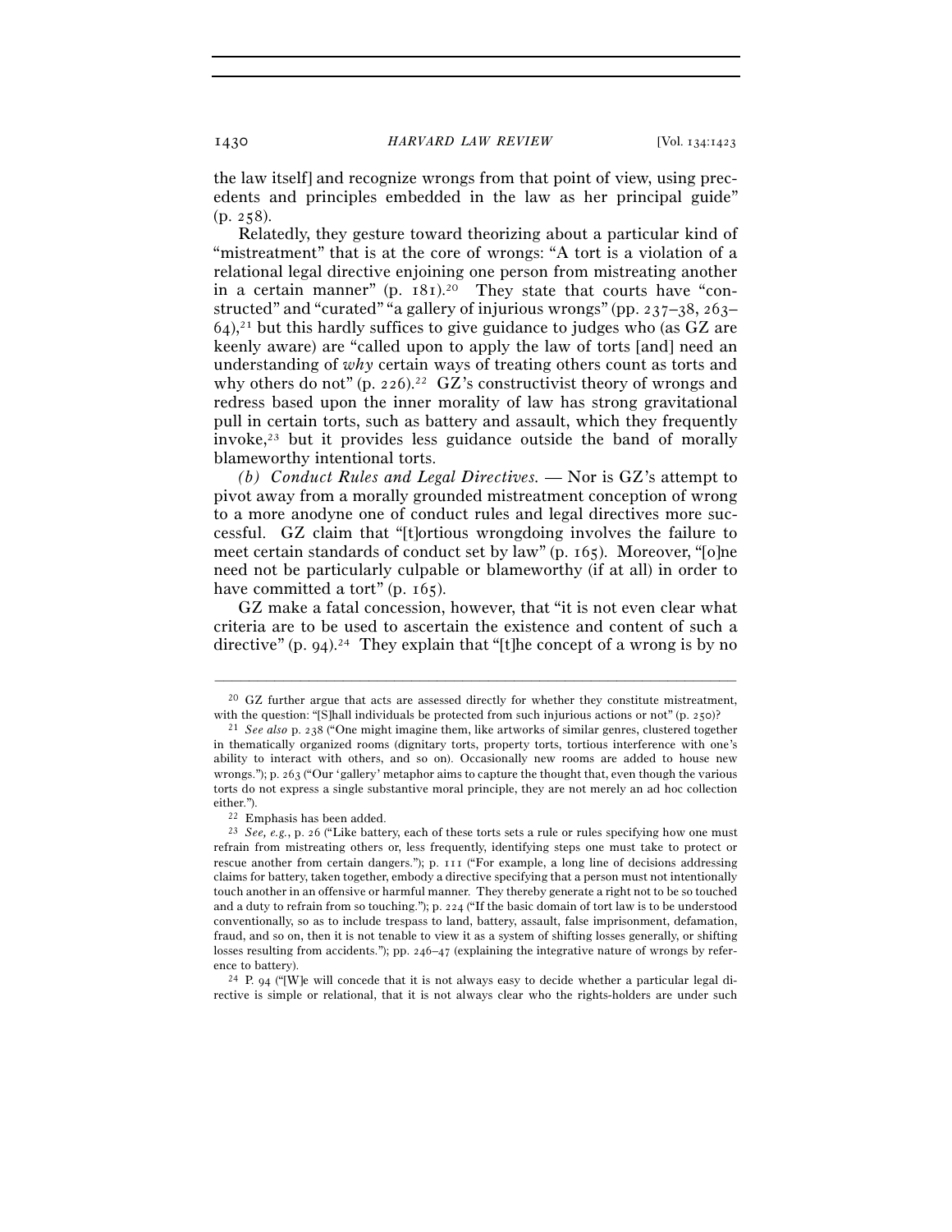the law itself] and recognize wrongs from that point of view, using precedents and principles embedded in the law as her principal guide" (p. 258).

Relatedly, they gesture toward theorizing about a particular kind of "mistreatment" that is at the core of wrongs: "A tort is a violation of a relational legal directive enjoining one person from mistreating another in a certain manner" (p. 181).[20] They state that courts have "constructed" and "curated" "a gallery of injurious wrongs" (pp. 237–38, 263–64),[21] but this hardly suffices to give guidance to judges who (as GZ are keenly aware) are "called upon to apply the law of torts [and] need an understanding of *why* certain ways of treating others count as torts and why others do not" (p. 226).[22] GZ's constructivist theory of wrongs and redress based upon the inner morality of law has strong gravitational pull in certain torts, such as battery and assault, which they frequently invoke,[23] but it provides less guidance outside the band of morally blameworthy intentional torts.

*(b) Conduct Rules and Legal Directives.* — Nor is GZ's attempt to pivot away from a morally grounded mistreatment conception of wrong to a more anodyne one of conduct rules and legal directives more successful. GZ claim that "[t]ortious wrongdoing involves the failure to meet certain standards of conduct set by law" (p. 165). Moreover, "[o]ne need not be particularly culpable or blameworthy (if at all) in order to have committed a tort" (p. 165).

GZ make a fatal concession, however, that "it is not even clear what criteria are to be used to ascertain the existence and content of such a directive" (p. 94).[24] They explain that "[t]he concept of a wrong is by no

---

[20] GZ further argue that acts are assessed directly for whether they constitute mistreatment, with the question: "[S]hall individuals be protected from such injurious actions or not" (p. 250)?

[21] *See also* p. 238 ("One might imagine them, like artworks of similar genres, clustered together in thematically organized rooms (dignitary torts, property torts, tortious interference with one's ability to interact with others, and so on). Occasionally new rooms are added to house new wrongs."); p. 263 ("Our 'gallery' metaphor aims to capture the thought that, even though the various torts do not express a single substantive moral principle, they are not merely an ad hoc collection either.").

[22] Emphasis has been added.

[23] *See, e.g.*, p. 26 ("Like battery, each of these torts sets a rule or rules specifying how one must refrain from mistreating others or, less frequently, identifying steps one must take to protect or rescue another from certain dangers."); p. 111 ("For example, a long line of decisions addressing claims for battery, taken together, embody a directive specifying that a person must not intentionally touch another in an offensive or harmful manner. They thereby generate a right not to be so touched and a duty to refrain from so touching."); p. 224 ("If the basic domain of tort law is to be understood conventionally, so as to include trespass to land, battery, assault, false imprisonment, defamation, fraud, and so on, then it is not tenable to view it as a system of shifting losses generally, or shifting losses resulting from accidents."); pp. 246–47 (explaining the integrative nature of wrongs by reference to battery).

[24] P. 94 ("[W]e will concede that it is not always easy to decide whether a particular legal directive is simple or relational, that it is not always clear who the rights-holders are under such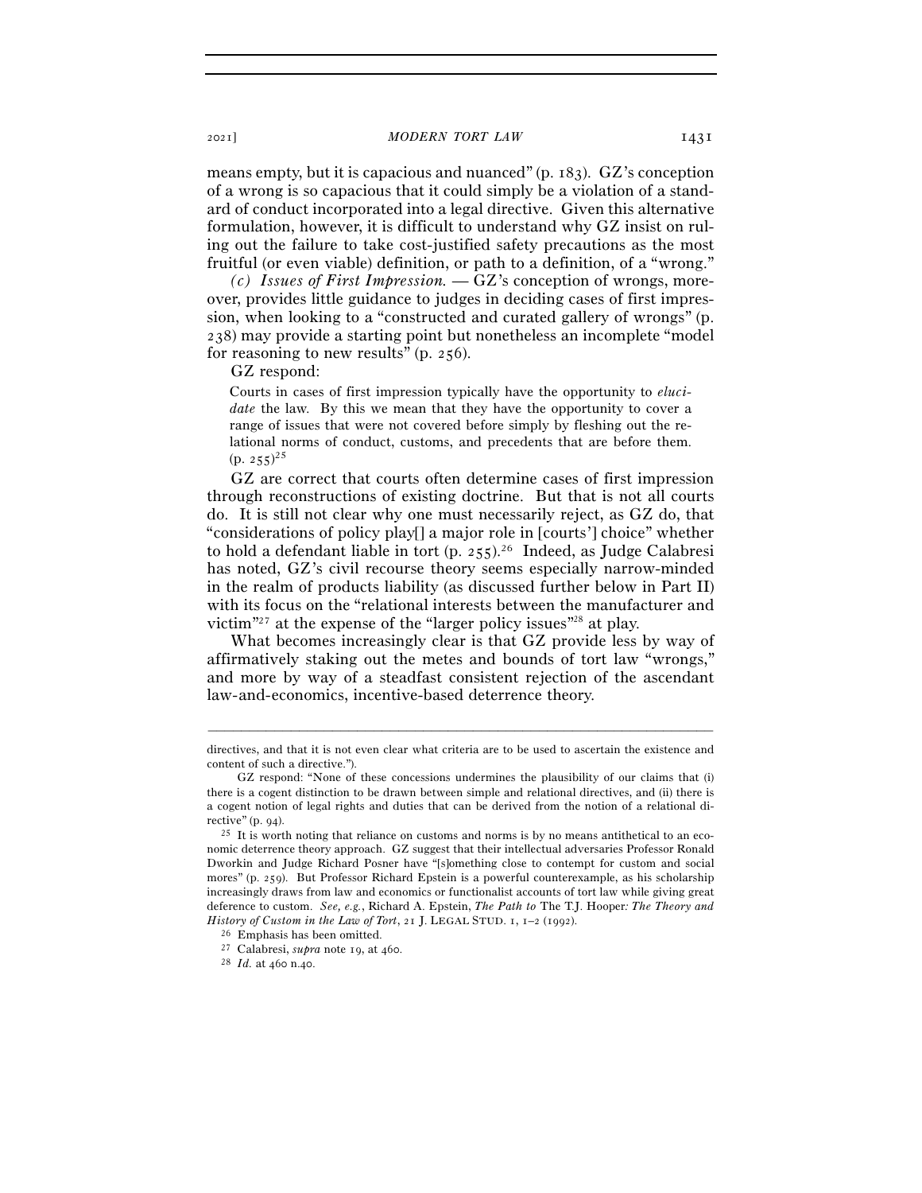means empty, but it is capacious and nuanced" (p. 183). GZ's conception of a wrong is so capacious that it could simply be a violation of a standard of conduct incorporated into a legal directive. Given this alternative formulation, however, it is difficult to understand why GZ insist on ruling out the failure to take cost-justified safety precautions as the most fruitful (or even viable) definition, or path to a definition, of a "wrong."

*(c) Issues of First Impression.* — GZ's conception of wrongs, moreover, provides little guidance to judges in deciding cases of first impression, when looking to a "constructed and curated gallery of wrongs" (p. 238) may provide a starting point but nonetheless an incomplete "model for reasoning to new results" (p. 256).

GZ respond:

> Courts in cases of first impression typically have the opportunity to *elucidate* the law. By this we mean that they have the opportunity to cover a range of issues that were not covered before simply by fleshing out the relational norms of conduct, customs, and precedents that are before them. (p. 255)[25]

GZ are correct that courts often determine cases of first impression through reconstructions of existing doctrine. But that is not all courts do. It is still not clear why one must necessarily reject, as GZ do, that "considerations of policy play[] a major role in [courts'] choice" whether to hold a defendant liable in tort (p. 255).[26] Indeed, as Judge Calabresi has noted, GZ's civil recourse theory seems especially narrow-minded in the realm of products liability (as discussed further below in Part II) with its focus on the "relational interests between the manufacturer and victim"[27] at the expense of the "larger policy issues"[28] at play.

What becomes increasingly clear is that GZ provide less by way of affirmatively staking out the metes and bounds of tort law "wrongs," and more by way of a steadfast consistent rejection of the ascendant law-and-economics, incentive-based deterrence theory.

---

directives, and that it is not even clear what criteria are to be used to ascertain the existence and content of such a directive.").

GZ respond: "None of these concessions undermines the plausibility of our claims that (i) there is a cogent distinction to be drawn between simple and relational directives, and (ii) there is a cogent notion of legal rights and duties that can be derived from the notion of a relational directive" (p. 94).

[25] It is worth noting that reliance on customs and norms is by no means antithetical to an economic deterrence theory approach. GZ suggest that their intellectual adversaries Professor Ronald Dworkin and Judge Richard Posner have "[s]omething close to contempt for custom and social mores" (p. 259). But Professor Richard Epstein is a powerful counterexample, as his scholarship increasingly draws from law and economics or functionalist accounts of tort law while giving great deference to custom. *See, e.g.*, Richard A. Epstein, *The Path to* The T.J. Hooper*: The Theory and History of Custom in the Law of Tort*, 21 J. LEGAL STUD. 1, 1–2 (1992).

[26] Emphasis has been omitted.

[27] Calabresi, *supra* note 19, at 460.

[28] *Id.* at 460 n.40.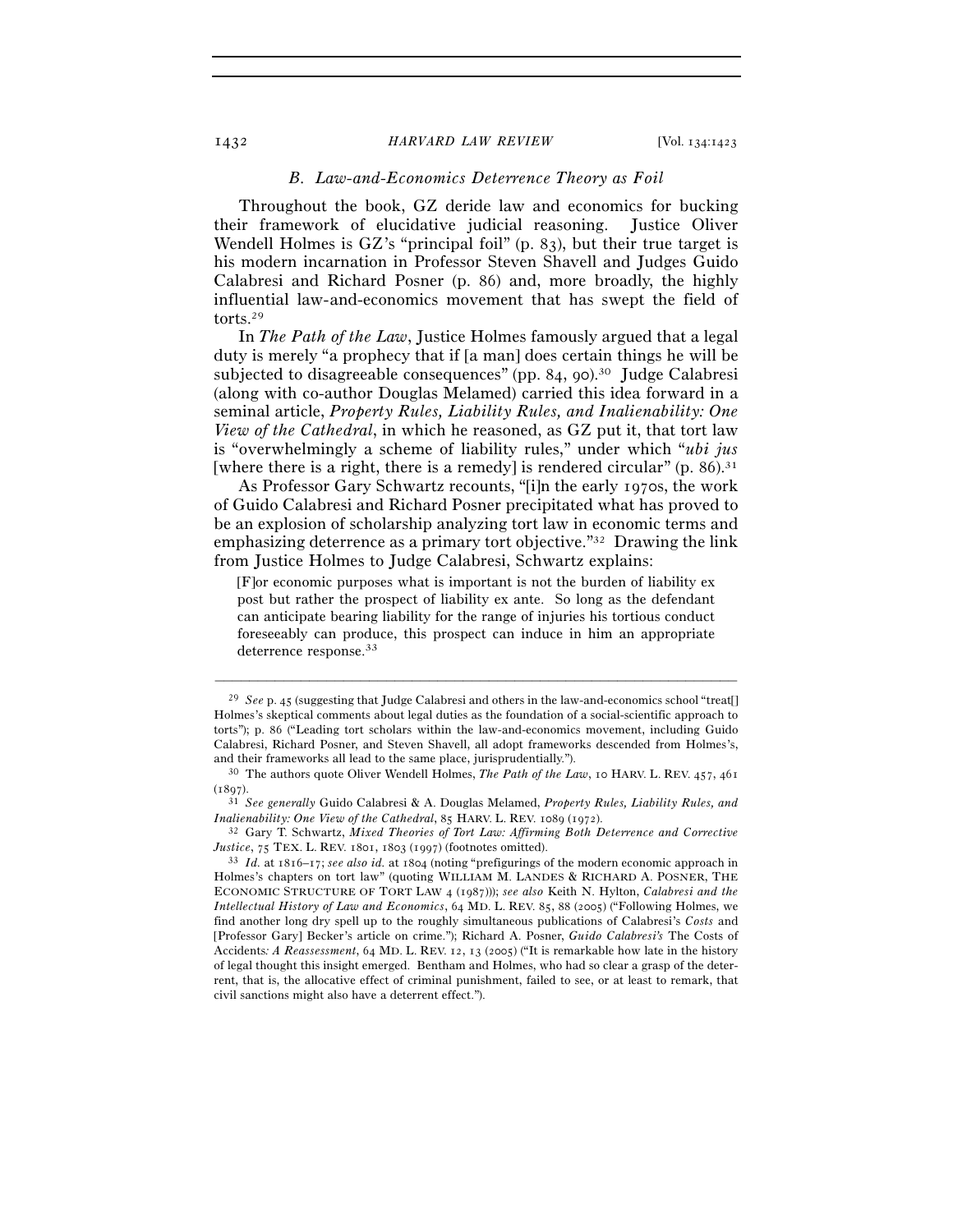### B. *Law-and-Economics Deterrence Theory as Foil*

Throughout the book, GZ deride law and economics for bucking their framework of elucidative judicial reasoning. Justice Oliver Wendell Holmes is GZ's "principal foil" (p. 83), but their true target is his modern incarnation in Professor Steven Shavell and Judges Guido Calabresi and Richard Posner (p. 86) and, more broadly, the highly influential law-and-economics movement that has swept the field of torts.[29]

In *The Path of the Law*, Justice Holmes famously argued that a legal duty is merely "a prophecy that if [a man] does certain things he will be subjected to disagreeable consequences" (pp. 84, 90).[30] Judge Calabresi (along with co-author Douglas Melamed) carried this idea forward in a seminal article, *Property Rules, Liability Rules, and Inalienability: One View of the Cathedral*, in which he reasoned, as GZ put it, that tort law is "overwhelmingly a scheme of liability rules," under which "*ubi jus* [where there is a right, there is a remedy] is rendered circular" (p. 86).[31]

As Professor Gary Schwartz recounts, "[i]n the early 1970s, the work of Guido Calabresi and Richard Posner precipitated what has proved to be an explosion of scholarship analyzing tort law in economic terms and emphasizing deterrence as a primary tort objective."[32] Drawing the link from Justice Holmes to Judge Calabresi, Schwartz explains:

> [F]or economic purposes what is important is not the burden of liability ex post but rather the prospect of liability ex ante. So long as the defendant can anticipate bearing liability for the range of injuries his tortious conduct foreseeably can produce, this prospect can induce in him an appropriate deterrence response.[33]

---

[29] *See* p. 45 (suggesting that Judge Calabresi and others in the law-and-economics school "treat[] Holmes's skeptical comments about legal duties as the foundation of a social-scientific approach to torts"); p. 86 ("Leading tort scholars within the law-and-economics movement, including Guido Calabresi, Richard Posner, and Steven Shavell, all adopt frameworks descended from Holmes's, and their frameworks all lead to the same place, jurisprudentially.").

[30] The authors quote Oliver Wendell Holmes, *The Path of the Law*, 10 HARV. L. REV. 457, 461 (1897).

[31] *See generally* Guido Calabresi & A. Douglas Melamed, *Property Rules, Liability Rules, and Inalienability: One View of the Cathedral*, 85 HARV. L. REV. 1089 (1972).

[32] Gary T. Schwartz, *Mixed Theories of Tort Law: Affirming Both Deterrence and Corrective Justice*, 75 TEX. L. REV. 1801, 1803 (1997) (footnotes omitted).

[33] *Id.* at 1816–17; *see also id.* at 1804 (noting "prefigurings of the modern economic approach in Holmes's chapters on tort law" (quoting WILLIAM M. LANDES & RICHARD A. POSNER, THE ECONOMIC STRUCTURE OF TORT LAW 4 (1987))); *see also* Keith N. Hylton, *Calabresi and the Intellectual History of Law and Economics*, 64 MD. L. REV. 85, 88 (2005) ("Following Holmes, we find another long dry spell up to the roughly simultaneous publications of Calabresi's *Costs* and [Professor Gary] Becker's article on crime."); Richard A. Posner, *Guido Calabresi's* The Costs of Accidents*: A Reassessment*, 64 MD. L. REV. 12, 13 (2005) ("It is remarkable how late in the history of legal thought this insight emerged. Bentham and Holmes, who had so clear a grasp of the deterrent, that is, the allocative effect of criminal punishment, failed to see, or at least to remark, that civil sanctions might also have a deterrent effect.").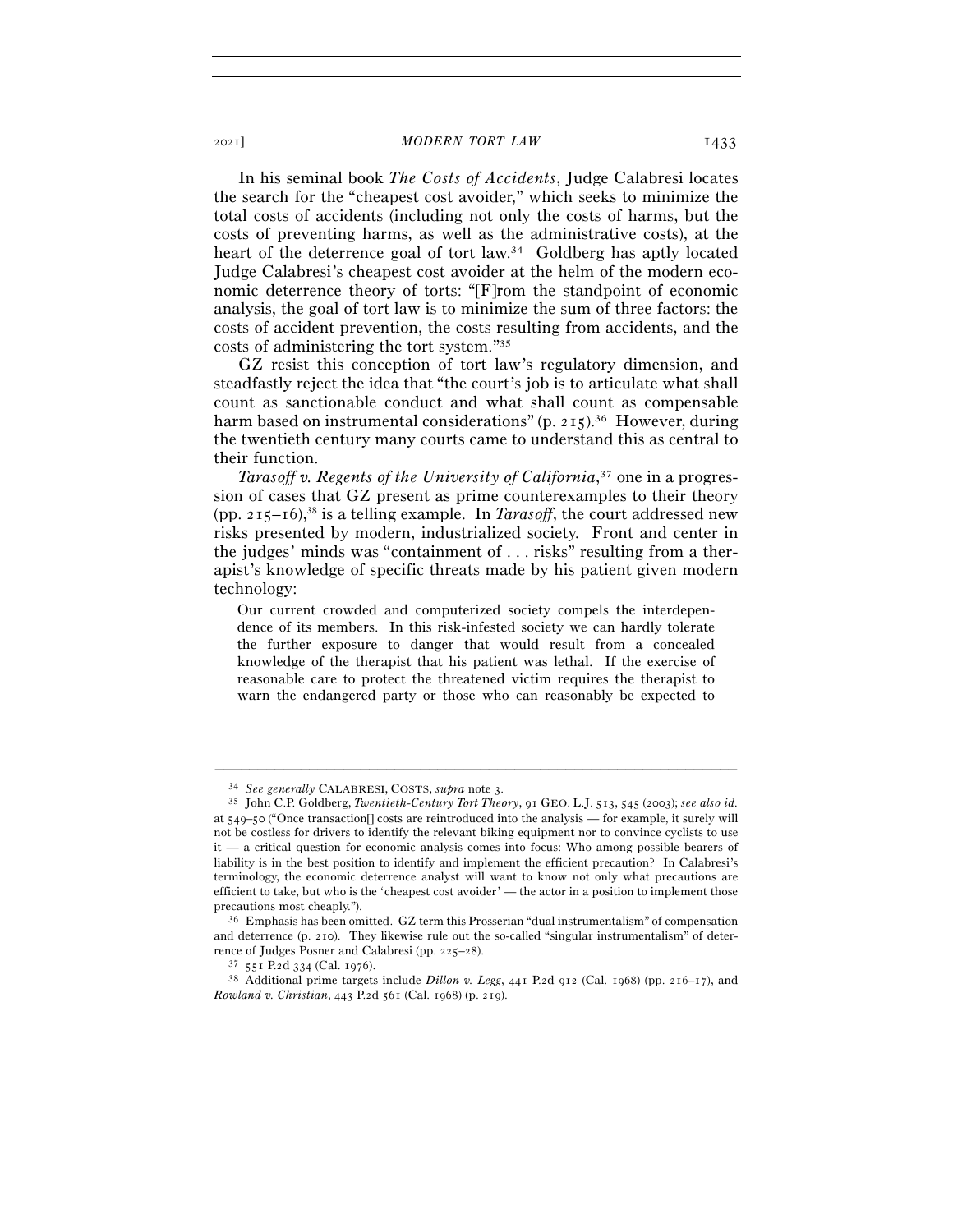In his seminal book *The Costs of Accidents*, Judge Calabresi locates the search for the "cheapest cost avoider," which seeks to minimize the total costs of accidents (including not only the costs of harms, but the costs of preventing harms, as well as the administrative costs), at the heart of the deterrence goal of tort law.[34] Goldberg has aptly located Judge Calabresi's cheapest cost avoider at the helm of the modern economic deterrence theory of torts: "[F]rom the standpoint of economic analysis, the goal of tort law is to minimize the sum of three factors: the costs of accident prevention, the costs resulting from accidents, and the costs of administering the tort system."[35]

GZ resist this conception of tort law's regulatory dimension, and steadfastly reject the idea that "the court's job is to articulate what shall count as sanctionable conduct and what shall count as compensable harm based on instrumental considerations" (p. 215).[36] However, during the twentieth century many courts came to understand this as central to their function.

*Tarasoff v. Regents of the University of California*,[37] one in a progression of cases that GZ present as prime counterexamples to their theory (pp. 215–16),[38] is a telling example. In *Tarasoff*, the court addressed new risks presented by modern, industrialized society. Front and center in the judges' minds was "containment of . . . risks" resulting from a therapist's knowledge of specific threats made by his patient given modern technology:

> Our current crowded and computerized society compels the interdependence of its members. In this risk-infested society we can hardly tolerate the further exposure to danger that would result from a concealed knowledge of the therapist that his patient was lethal. If the exercise of reasonable care to protect the threatened victim requires the therapist to warn the endangered party or those who can reasonably be expected to

---

[34] *See generally* CALABRESI, COSTS, *supra* note 3.

[35] John C.P. Goldberg, *Twentieth-Century Tort Theory*, 91 GEO. L.J. 513, 545 (2003); *see also id.* at 549–50 ("Once transaction[] costs are reintroduced into the analysis — for example, it surely will not be costless for drivers to identify the relevant biking equipment nor to convince cyclists to use it — a critical question for economic analysis comes into focus: Who among possible bearers of liability is in the best position to identify and implement the efficient precaution? In Calabresi's terminology, the economic deterrence analyst will want to know not only what precautions are efficient to take, but who is the 'cheapest cost avoider' — the actor in a position to implement those precautions most cheaply.").

[36] Emphasis has been omitted. GZ term this Prosserian "dual instrumentalism" of compensation and deterrence (p. 210). They likewise rule out the so-called "singular instrumentalism" of deterrence of Judges Posner and Calabresi (pp. 225–28).

[37] 551 P.2d 334 (Cal. 1976).

[38] Additional prime targets include *Dillon v. Legg*, 441 P.2d 912 (Cal. 1968) (pp. 216–17), and *Rowland v. Christian*, 443 P.2d 561 (Cal. 1968) (p. 219).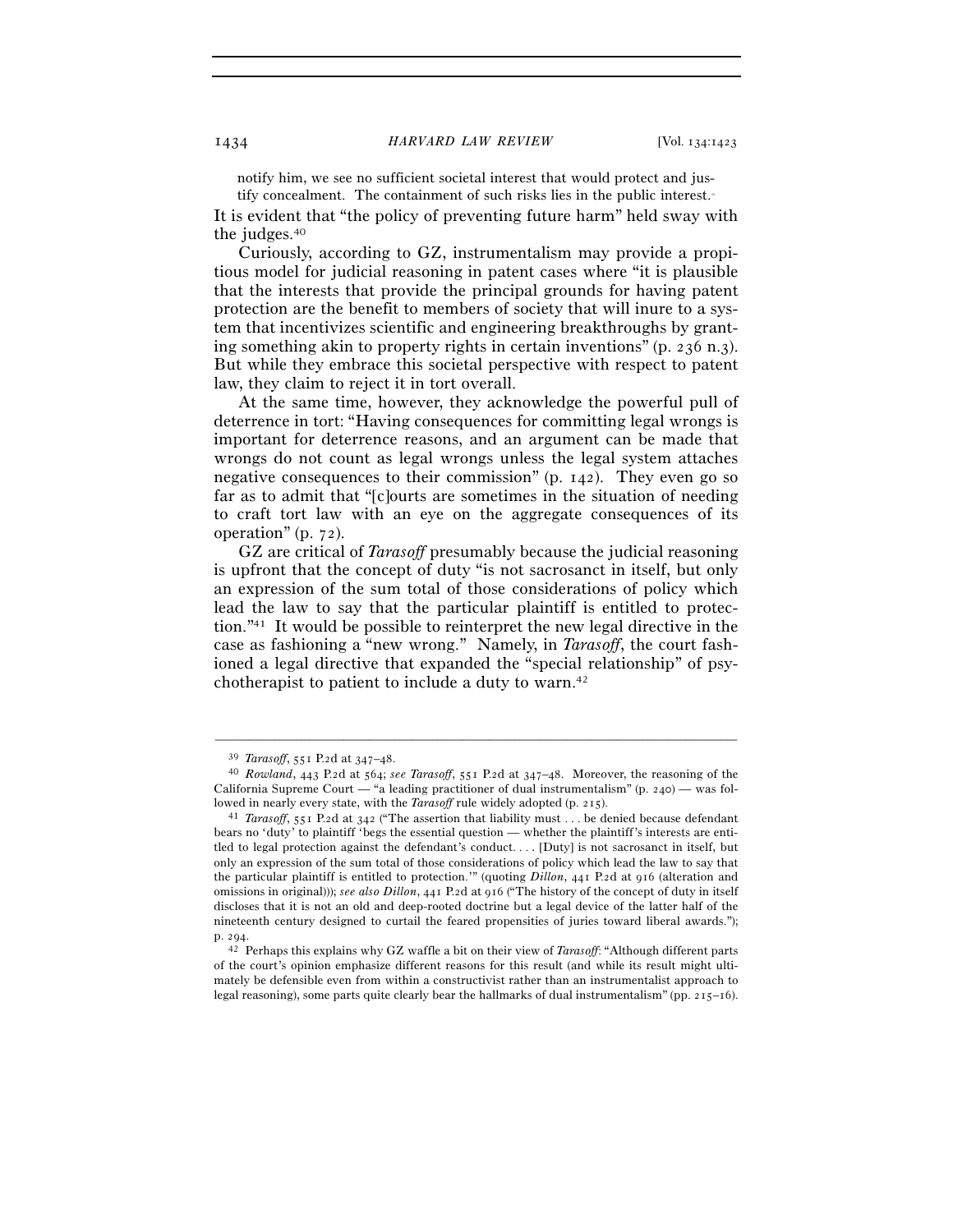notify him, we see no sufficient societal interest that would protect and justify concealment. The containment of such risks lies in the public interest.[39]

It is evident that "the policy of preventing future harm" held sway with the judges.[40]

Curiously, according to GZ, instrumentalism may provide a propitious model for judicial reasoning in patent cases where "it is plausible that the interests that provide the principal grounds for having patent protection are the benefit to members of society that will inure to a system that incentivizes scientific and engineering breakthroughs by granting something akin to property rights in certain inventions" (p. 236 n.3). But while they embrace this societal perspective with respect to patent law, they claim to reject it in tort overall.

At the same time, however, they acknowledge the powerful pull of deterrence in tort: "Having consequences for committing legal wrongs is important for deterrence reasons, and an argument can be made that wrongs do not count as legal wrongs unless the legal system attaches negative consequences to their commission" (p. 142). They even go so far as to admit that "[c]ourts are sometimes in the situation of needing to craft tort law with an eye on the aggregate consequences of its operation" (p. 72).

GZ are critical of *Tarasoff* presumably because the judicial reasoning is upfront that the concept of duty "is not sacrosanct in itself, but only an expression of the sum total of those considerations of policy which lead the law to say that the particular plaintiff is entitled to protection."[41] It would be possible to reinterpret the new legal directive in the case as fashioning a "new wrong." Namely, in *Tarasoff*, the court fashioned a legal directive that expanded the "special relationship" of psychotherapist to patient to include a duty to warn.[42]

---

[39] *Tarasoff*, 551 P.2d at 347–48.

[40] *Rowland*, 443 P.2d at 564; *see Tarasoff*, 551 P.2d at 347–48. Moreover, the reasoning of the California Supreme Court — "a leading practitioner of dual instrumentalism" (p. 240) — was followed in nearly every state, with the *Tarasoff* rule widely adopted (p. 215).

[41] *Tarasoff*, 551 P.2d at 342 ("The assertion that liability must . . . be denied because defendant bears no 'duty' to plaintiff 'begs the essential question — whether the plaintiff's interests are entitled to legal protection against the defendant's conduct. . . . [Duty] is not sacrosanct in itself, but only an expression of the sum total of those considerations of policy which lead the law to say that the particular plaintiff is entitled to protection.'" (quoting *Dillon*, 441 P.2d at 916 (alteration and omissions in original))); *see also Dillon*, 441 P.2d at 916 ("The history of the concept of duty in itself discloses that it is not an old and deep-rooted doctrine but a legal device of the latter half of the nineteenth century designed to curtail the feared propensities of juries toward liberal awards."); p. 294.

[42] Perhaps this explains why GZ waffle a bit on their view of *Tarasoff*: "Although different parts of the court's opinion emphasize different reasons for this result (and while its result might ultimately be defensible even from within a constructivist rather than an instrumentalist approach to legal reasoning), some parts quite clearly bear the hallmarks of dual instrumentalism" (pp. 215–16).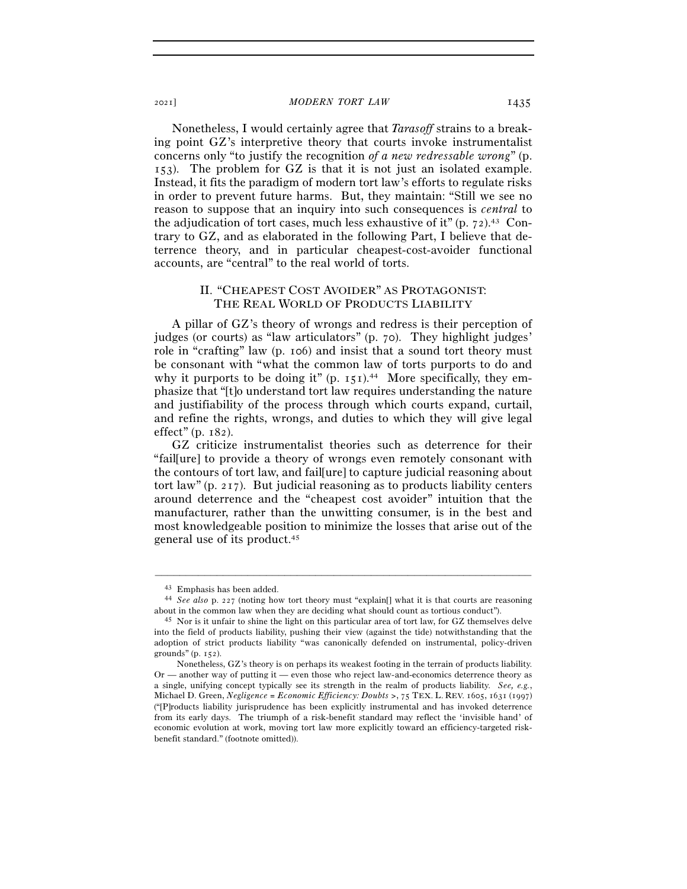Nonetheless, I would certainly agree that *Tarasoff* strains to a breaking point GZ's interpretive theory that courts invoke instrumentalist concerns only "to justify the recognition *of a new redressable wrong*" (p. 153). The problem for GZ is that it is not just an isolated example. Instead, it fits the paradigm of modern tort law's efforts to regulate risks in order to prevent future harms. But, they maintain: "Still we see no reason to suppose that an inquiry into such consequences is *central* to the adjudication of tort cases, much less exhaustive of it" (p. 72).[43] Contrary to GZ, and as elaborated in the following Part, I believe that deterrence theory, and in particular cheapest-cost-avoider functional accounts, are "central" to the real world of torts.

## II. "CHEAPEST COST AVOIDER" AS PROTAGONIST: THE REAL WORLD OF PRODUCTS LIABILITY

A pillar of GZ's theory of wrongs and redress is their perception of judges (or courts) as "law articulators" (p. 70). They highlight judges' role in "crafting" law (p. 106) and insist that a sound tort theory must be consonant with "what the common law of torts purports to do and why it purports to be doing it" (p. 151).[44] More specifically, they emphasize that "[t]o understand tort law requires understanding the nature and justifiability of the process through which courts expand, curtail, and refine the rights, wrongs, and duties to which they will give legal effect" (p. 182).

GZ criticize instrumentalist theories such as deterrence for their "fail[ure] to provide a theory of wrongs even remotely consonant with the contours of tort law, and fail[ure] to capture judicial reasoning about tort law" (p. 217). But judicial reasoning as to products liability centers around deterrence and the "cheapest cost avoider" intuition that the manufacturer, rather than the unwitting consumer, is in the best and most knowledgeable position to minimize the losses that arise out of the general use of its product.[45]

---

[43] Emphasis has been added.

[44] *See also* p. 227 (noting how tort theory must "explain[] what it is that courts are reasoning about in the common law when they are deciding what should count as tortious conduct").

[45] Nor is it unfair to shine the light on this particular area of tort law, for GZ themselves delve into the field of products liability, pushing their view (against the tide) notwithstanding that the adoption of strict products liability "was canonically defended on instrumental, policy-driven grounds" (p. 152).

Nonetheless, GZ's theory is on perhaps its weakest footing in the terrain of products liability. Or — another way of putting it — even those who reject law-and-economics deterrence theory as a single, unifying concept typically see its strength in the realm of products liability. *See, e.g.*, Michael D. Green, *Negligence = Economic Efficiency: Doubts >*, 75 TEX. L. REV. 1605, 1631 (1997) ("[P]roducts liability jurisprudence has been explicitly instrumental and has invoked deterrence from its early days. The triumph of a risk-benefit standard may reflect the 'invisible hand' of economic evolution at work, moving tort law more explicitly toward an efficiency-targeted risk-benefit standard." (footnote omitted)).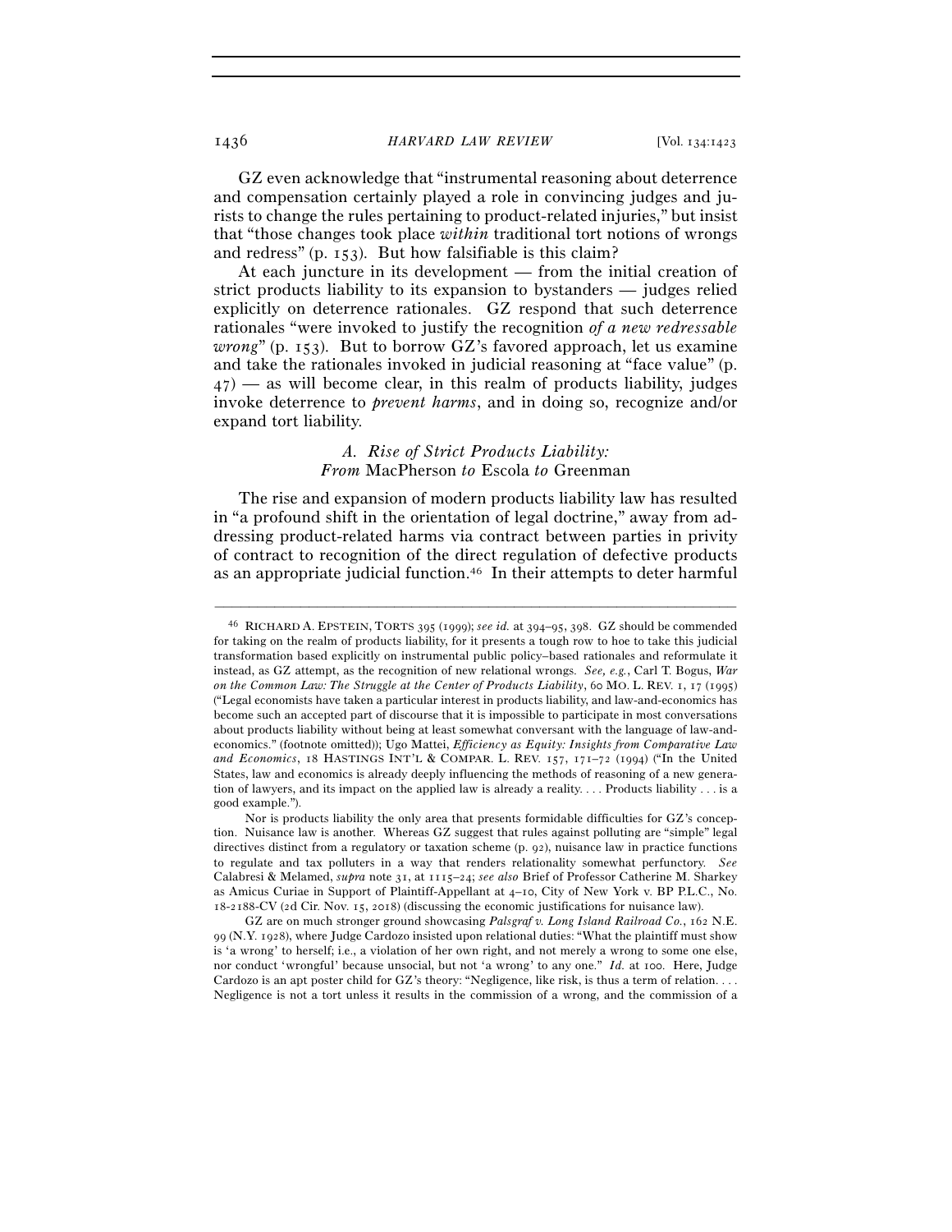GZ even acknowledge that "instrumental reasoning about deterrence and compensation certainly played a role in convincing judges and jurists to change the rules pertaining to product-related injuries," but insist that "those changes took place *within* traditional tort notions of wrongs and redress" (p. 153). But how falsifiable is this claim?

At each juncture in its development — from the initial creation of strict products liability to its expansion to bystanders — judges relied explicitly on deterrence rationales. GZ respond that such deterrence rationales "were invoked to justify the recognition *of a new redressable wrong*" (p. 153). But to borrow GZ's favored approach, let us examine and take the rationales invoked in judicial reasoning at "face value" (p. 47) — as will become clear, in this realm of products liability, judges invoke deterrence to *prevent harms*, and in doing so, recognize and/or expand tort liability.

### *A. Rise of Strict Products Liability: From* MacPherson *to* Escola *to* Greenman

The rise and expansion of modern products liability law has resulted in "a profound shift in the orientation of legal doctrine," away from addressing product-related harms via contract between parties in privity of contract to recognition of the direct regulation of defective products as an appropriate judicial function.[46] In their attempts to deter harmful

---

[46] RICHARD A. EPSTEIN, TORTS 395 (1999); *see id.* at 394–95, 398. GZ should be commended for taking on the realm of products liability, for it presents a tough row to hoe to take this judicial transformation based explicitly on instrumental public policy–based rationales and reformulate it instead, as GZ attempt, as the recognition of new relational wrongs. *See, e.g.*, Carl T. Bogus, *War on the Common Law: The Struggle at the Center of Products Liability*, 60 MO. L. REV. 1, 17 (1995) ("Legal economists have taken a particular interest in products liability, and law-and-economics has become such an accepted part of discourse that it is impossible to participate in most conversations about products liability without being at least somewhat conversant with the language of law-and-economics." (footnote omitted)); Ugo Mattei, *Efficiency as Equity: Insights from Comparative Law and Economics*, 18 HASTINGS INT'L & COMPAR. L. REV. 157, 171–72 (1994) ("In the United States, law and economics is already deeply influencing the methods of reasoning of a new generation of lawyers, and its impact on the applied law is already a reality. . . . Products liability . . . is a good example.").

Nor is products liability the only area that presents formidable difficulties for GZ's conception. Nuisance law is another. Whereas GZ suggest that rules against polluting are "simple" legal directives distinct from a regulatory or taxation scheme (p. 92), nuisance law in practice functions to regulate and tax polluters in a way that renders relationality somewhat perfunctory. *See* Calabresi & Melamed, *supra* note 31, at 1115–24; *see also* Brief of Professor Catherine M. Sharkey as Amicus Curiae in Support of Plaintiff-Appellant at 4–10, City of New York v. BP P.L.C., No. 18-2188-CV (2d Cir. Nov. 15, 2018) (discussing the economic justifications for nuisance law).

GZ are on much stronger ground showcasing *Palsgraf v. Long Island Railroad Co.*, 162 N.E. 99 (N.Y. 1928), where Judge Cardozo insisted upon relational duties: "What the plaintiff must show is 'a wrong' to herself; i.e., a violation of her own right, and not merely a wrong to some one else, nor conduct 'wrongful' because unsocial, but not 'a wrong' to any one." *Id.* at 100. Here, Judge Cardozo is an apt poster child for GZ's theory: "Negligence, like risk, is thus a term of relation. . . . Negligence is not a tort unless it results in the commission of a wrong, and the commission of a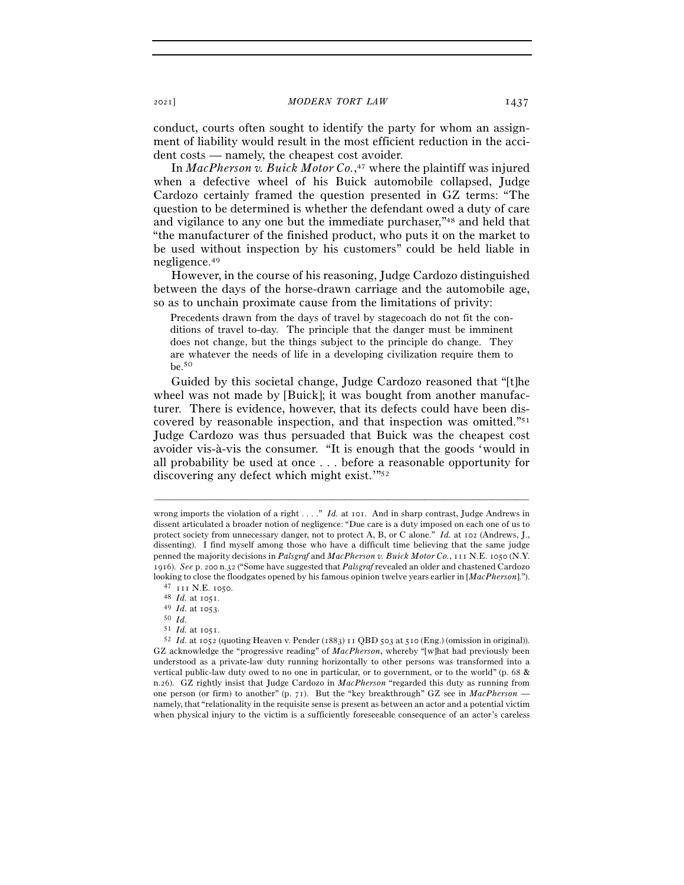conduct, courts often sought to identify the party for whom an assignment of liability would result in the most efficient reduction in the accident costs — namely, the cheapest cost avoider.

In *MacPherson v. Buick Motor Co.*,[47] where the plaintiff was injured when a defective wheel of his Buick automobile collapsed, Judge Cardozo certainly framed the question presented in GZ terms: "The question to be determined is whether the defendant owed a duty of care and vigilance to any one but the immediate purchaser,"[48] and held that "the manufacturer of the finished product, who puts it on the market to be used without inspection by his customers" could be held liable in negligence.[49]

However, in the course of his reasoning, Judge Cardozo distinguished between the days of the horse-drawn carriage and the automobile age, so as to unchain proximate cause from the limitations of privity:

> Precedents drawn from the days of travel by stagecoach do not fit the conditions of travel to-day. The principle that the danger must be imminent does not change, but the things subject to the principle do change. They are whatever the needs of life in a developing civilization require them to be.[50]

Guided by this societal change, Judge Cardozo reasoned that "[t]he wheel was not made by [Buick]; it was bought from another manufacturer. There is evidence, however, that its defects could have been discovered by reasonable inspection, and that inspection was omitted."[51] Judge Cardozo was thus persuaded that Buick was the cheapest cost avoider vis-à-vis the consumer. "It is enough that the goods 'would in all probability be used at once . . . before a reasonable opportunity for discovering any defect which might exist.'"[52]

---

wrong imports the violation of a right . . . ." *Id.* at 101. And in sharp contrast, Judge Andrews in dissent articulated a broader notion of negligence: "Due care is a duty imposed on each one of us to protect society from unnecessary danger, not to protect A, B, or C alone." *Id.* at 102 (Andrews, J., dissenting). I find myself among those who have a difficult time believing that the same judge penned the majority decisions in *Palsgraf* and *MacPherson v. Buick Motor Co.*, 111 N.E. 1050 (N.Y. 1916). *See* p. 200 n.32 ("Some have suggested that *Palsgraf* revealed an older and chastened Cardozo looking to close the floodgates opened by his famous opinion twelve years earlier in [*MacPherson*].").

[47] 111 N.E. 1050.

[48] *Id.* at 1051.

[49] *Id.* at 1053.

[50] *Id.*

[51] *Id.* at 1051.

[52] *Id.* at 1052 (quoting Heaven v. Pender (1883) 11 QBD 503 at 510 (Eng.) (omission in original)). GZ acknowledge the "progressive reading" of *MacPherson*, whereby "[w]hat had previously been understood as a private-law duty running horizontally to other persons was transformed into a vertical public-law duty owed to no one in particular, or to government, or to the world" (p. 68 & n.26). GZ rightly insist that Judge Cardozo in *MacPherson* "regarded this duty as running from one person (or firm) to another" (p. 71). But the "key breakthrough" GZ see in *MacPherson* — namely, that "relationality in the requisite sense is present as between an actor and a potential victim when physical injury to the victim is a sufficiently foreseeable consequence of an actor's careless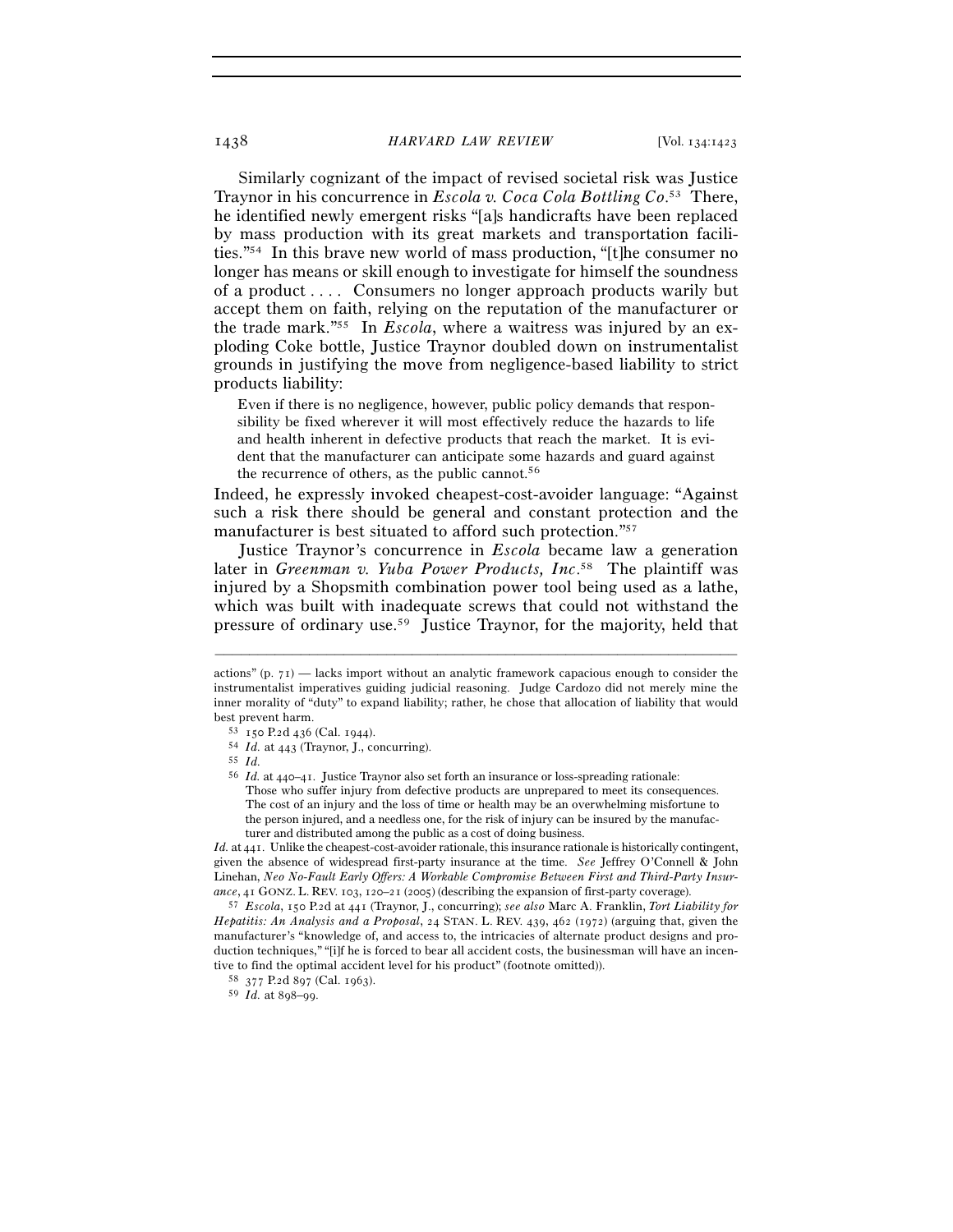Similarly cognizant of the impact of revised societal risk was Justice Traynor in his concurrence in *Escola v. Coca Cola Bottling Co*.[53] There, he identified newly emergent risks "[a]s handicrafts have been replaced by mass production with its great markets and transportation facilities."[54] In this brave new world of mass production, "[t]he consumer no longer has means or skill enough to investigate for himself the soundness of a product . . . . Consumers no longer approach products warily but accept them on faith, relying on the reputation of the manufacturer or the trade mark."[55] In *Escola*, where a waitress was injured by an exploding Coke bottle, Justice Traynor doubled down on instrumentalist grounds in justifying the move from negligence-based liability to strict products liability:

> Even if there is no negligence, however, public policy demands that responsibility be fixed wherever it will most effectively reduce the hazards to life and health inherent in defective products that reach the market. It is evident that the manufacturer can anticipate some hazards and guard against the recurrence of others, as the public cannot.[56]

Indeed, he expressly invoked cheapest-cost-avoider language: "Against such a risk there should be general and constant protection and the manufacturer is best situated to afford such protection."[57]

Justice Traynor's concurrence in *Escola* became law a generation later in *Greenman v. Yuba Power Products, Inc*.[58] The plaintiff was injured by a Shopsmith combination power tool being used as a lathe, which was built with inadequate screws that could not withstand the pressure of ordinary use.[59] Justice Traynor, for the majority, held that

---

actions" (p. 71) — lacks import without an analytic framework capacious enough to consider the instrumentalist imperatives guiding judicial reasoning. Judge Cardozo did not merely mine the inner morality of "duty" to expand liability; rather, he chose that allocation of liability that would best prevent harm.

[53] 150 P.2d 436 (Cal. 1944).

[54] *Id.* at 443 (Traynor, J., concurring).

[55] *Id.*

[56] *Id.* at 440–41. Justice Traynor also set forth an insurance or loss-spreading rationale:

> Those who suffer injury from defective products are unprepared to meet its consequences. The cost of an injury and the loss of time or health may be an overwhelming misfortune to the person injured, and a needless one, for the risk of injury can be insured by the manufacturer and distributed among the public as a cost of doing business.

*Id.* at 441. Unlike the cheapest-cost-avoider rationale, this insurance rationale is historically contingent, given the absence of widespread first-party insurance at the time. *See* Jeffrey O'Connell & John Linehan, *Neo No-Fault Early Offers: A Workable Compromise Between First and Third-Party Insurance*, 41 GONZ. L. REV. 103, 120–21 (2005) (describing the expansion of first-party coverage).

[57] *Escola*, 150 P.2d at 441 (Traynor, J., concurring); *see also* Marc A. Franklin, *Tort Liability for Hepatitis: An Analysis and a Proposal*, 24 STAN. L. REV. 439, 462 (1972) (arguing that, given the manufacturer's "knowledge of, and access to, the intricacies of alternate product designs and production techniques," "[i]f he is forced to bear all accident costs, the businessman will have an incentive to find the optimal accident level for his product" (footnote omitted)).

[58] 377 P.2d 897 (Cal. 1963).

[59] *Id.* at 898–99.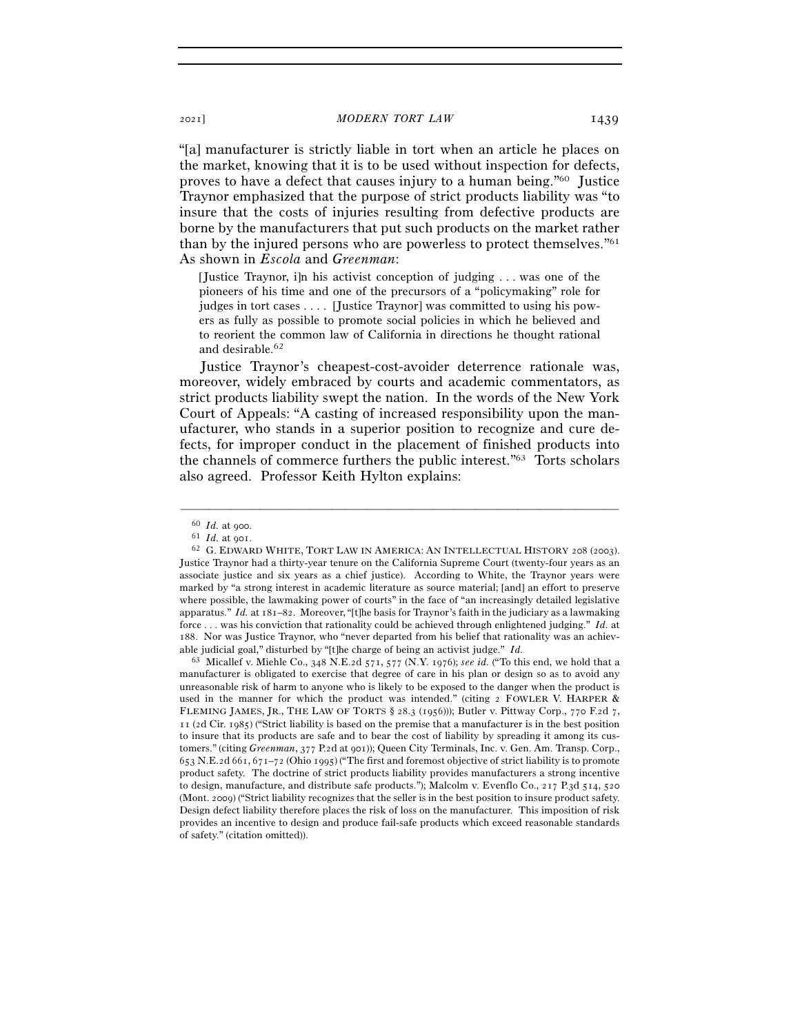"[a] manufacturer is strictly liable in tort when an article he places on the market, knowing that it is to be used without inspection for defects, proves to have a defect that causes injury to a human being."[60] Justice Traynor emphasized that the purpose of strict products liability was "to insure that the costs of injuries resulting from defective products are borne by the manufacturers that put such products on the market rather than by the injured persons who are powerless to protect themselves."[61] As shown in *Escola* and *Greenman*:

> [Justice Traynor, i]n his activist conception of judging . . . was one of the pioneers of his time and one of the precursors of a "policymaking" role for judges in tort cases . . . . [Justice Traynor] was committed to using his powers as fully as possible to promote social policies in which he believed and to reorient the common law of California in directions he thought rational and desirable.[62]

Justice Traynor's cheapest-cost-avoider deterrence rationale was, moreover, widely embraced by courts and academic commentators, as strict products liability swept the nation. In the words of the New York Court of Appeals: "A casting of increased responsibility upon the manufacturer, who stands in a superior position to recognize and cure defects, for improper conduct in the placement of finished products into the channels of commerce furthers the public interest."[63] Torts scholars also agreed. Professor Keith Hylton explains:

---

[60] *Id.* at 900.

[61] *Id.* at 901.

[62] G. EDWARD WHITE, TORT LAW IN AMERICA: AN INTELLECTUAL HISTORY 208 (2003). Justice Traynor had a thirty-year tenure on the California Supreme Court (twenty-four years as an associate justice and six years as a chief justice). According to White, the Traynor years were marked by "a strong interest in academic literature as source material; [and] an effort to preserve where possible, the lawmaking power of courts" in the face of "an increasingly detailed legislative apparatus." *Id.* at 181–82. Moreover, "[t]he basis for Traynor's faith in the judiciary as a lawmaking force . . . was his conviction that rationality could be achieved through enlightened judging." *Id.* at 188. Nor was Justice Traynor, who "never departed from his belief that rationality was an achievable judicial goal," disturbed by "[t]he charge of being an activist judge." *Id.*

[63] Micallef v. Miehle Co., 348 N.E.2d 571, 577 (N.Y. 1976); *see id.* ("To this end, we hold that a manufacturer is obligated to exercise that degree of care in his plan or design so as to avoid any unreasonable risk of harm to anyone who is likely to be exposed to the danger when the product is used in the manner for which the product was intended." (citing 2 FOWLER V. HARPER & FLEMING JAMES, JR., THE LAW OF TORTS § 28.3 (1956))); Butler v. Pittway Corp., 770 F.2d 7, 11 (2d Cir. 1985) ("Strict liability is based on the premise that a manufacturer is in the best position to insure that its products are safe and to bear the cost of liability by spreading it among its customers." (citing *Greenman*, 377 P.2d at 901)); Queen City Terminals, Inc. v. Gen. Am. Transp. Corp., 653 N.E.2d 661, 671–72 (Ohio 1995) ("The first and foremost objective of strict liability is to promote product safety. The doctrine of strict products liability provides manufacturers a strong incentive to design, manufacture, and distribute safe products."); Malcolm v. Evenflo Co., 217 P.3d 514, 520 (Mont. 2009) ("Strict liability recognizes that the seller is in the best position to insure product safety. Design defect liability therefore places the risk of loss on the manufacturer. This imposition of risk provides an incentive to design and produce fail-safe products which exceed reasonable standards of safety." (citation omitted)).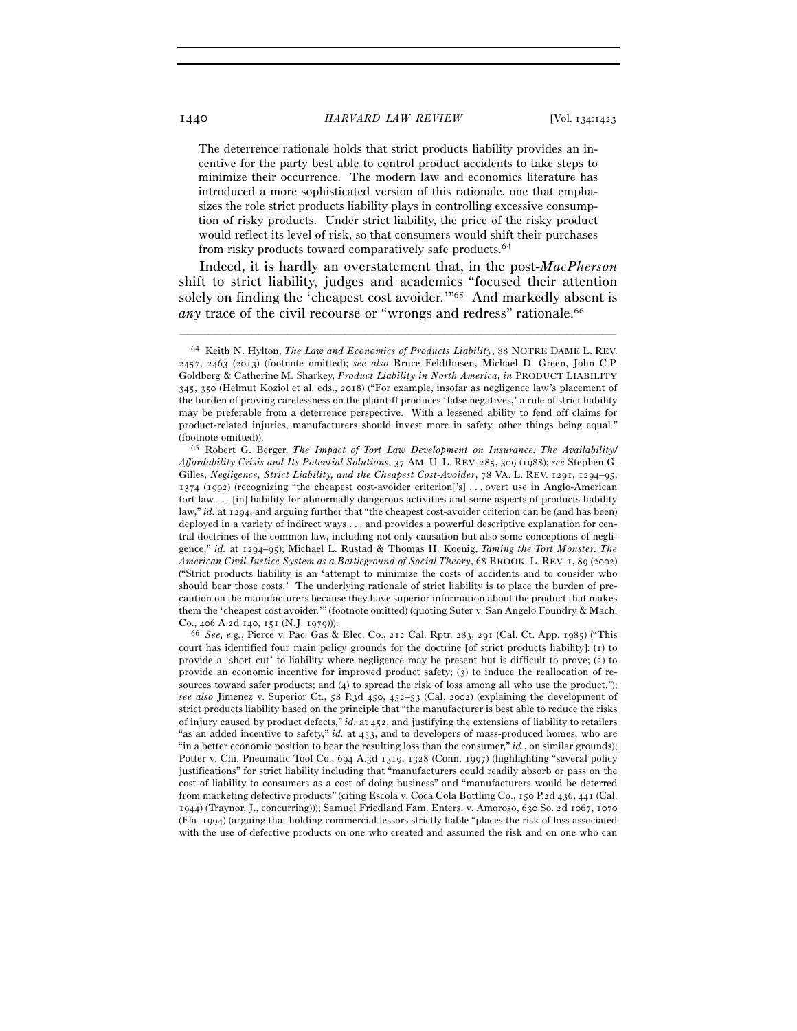The deterrence rationale holds that strict products liability provides an incentive for the party best able to control product accidents to take steps to minimize their occurrence. The modern law and economics literature has introduced a more sophisticated version of this rationale, one that emphasizes the role strict products liability plays in controlling excessive consumption of risky products. Under strict liability, the price of the risky product would reflect its level of risk, so that consumers would shift their purchases from risky products toward comparatively safe products.[64]

Indeed, it is hardly an overstatement that, in the post-*MacPherson* shift to strict liability, judges and academics "focused their attention solely on finding the 'cheapest cost avoider.'"[65] And markedly absent is *any* trace of the civil recourse or "wrongs and redress" rationale.[66]

---

[64] Keith N. Hylton, *The Law and Economics of Products Liability*, 88 NOTRE DAME L. REV. 2457, 2463 (2013) (footnote omitted); *see also* Bruce Feldthusen, Michael D. Green, John C.P. Goldberg & Catherine M. Sharkey, *Product Liability in North America*, *in* PRODUCT LIABILITY 345, 350 (Helmut Koziol et al. eds., 2018) ("For example, insofar as negligence law's placement of the burden of proving carelessness on the plaintiff produces 'false negatives,' a rule of strict liability may be preferable from a deterrence perspective. With a lessened ability to fend off claims for product-related injuries, manufacturers should invest more in safety, other things being equal." (footnote omitted)).

[65] Robert G. Berger, *The Impact of Tort Law Development on Insurance: The Availability/Affordability Crisis and Its Potential Solutions*, 37 AM. U. L. REV. 285, 309 (1988); *see* Stephen G. Gilles, *Negligence, Strict Liability, and the Cheapest Cost-Avoider*, 78 VA. L. REV. 1291, 1294–95, 1374 (1992) (recognizing "the cheapest cost-avoider criterion['s] . . . overt use in Anglo-American tort law . . . [in] liability for abnormally dangerous activities and some aspects of products liability law," *id.* at 1294, and arguing further that "the cheapest cost-avoider criterion can be (and has been) deployed in a variety of indirect ways . . . and provides a powerful descriptive explanation for central doctrines of the common law, including not only causation but also some conceptions of negligence," *id.* at 1294–95); Michael L. Rustad & Thomas H. Koenig, *Taming the Tort Monster: The American Civil Justice System as a Battleground of Social Theory*, 68 BROOK. L. REV. 1, 89 (2002) ("Strict products liability is an 'attempt to minimize the costs of accidents and to consider who should bear those costs.' The underlying rationale of strict liability is to place the burden of precaution on the manufacturers because they have superior information about the product that makes them the 'cheapest cost avoider.'" (footnote omitted) (quoting Suter v. San Angelo Foundry & Mach. Co., 406 A.2d 140, 151 (N.J. 1979))).

[66] *See, e.g.*, Pierce v. Pac. Gas & Elec. Co., 212 Cal. Rptr. 283, 291 (Cal. Ct. App. 1985) ("This court has identified four main policy grounds for the doctrine [of strict products liability]: (1) to provide a 'short cut' to liability where negligence may be present but is difficult to prove; (2) to provide an economic incentive for improved product safety; (3) to induce the reallocation of resources toward safer products; and (4) to spread the risk of loss among all who use the product."); *see also* Jimenez v. Superior Ct., 58 P.3d 450, 452–53 (Cal. 2002) (explaining the development of strict products liability based on the principle that "the manufacturer is best able to reduce the risks of injury caused by product defects," *id.* at 452, and justifying the extensions of liability to retailers "as an added incentive to safety," *id.* at 453, and to developers of mass-produced homes, who are "in a better economic position to bear the resulting loss than the consumer," *id.*, on similar grounds); Potter v. Chi. Pneumatic Tool Co., 694 A.3d 1319, 1328 (Conn. 1997) (highlighting "several policy justifications" for strict liability including that "manufacturers could readily absorb or pass on the cost of liability to consumers as a cost of doing business" and "manufacturers would be deterred from marketing defective products" (citing Escola v. Coca Cola Bottling Co., 150 P.2d 436, 441 (Cal. 1944) (Traynor, J., concurring))); Samuel Friedland Fam. Enters. v. Amoroso, 630 So. 2d 1067, 1070 (Fla. 1994) (arguing that holding commercial lessors strictly liable "places the risk of loss associated with the use of defective products on one who created and assumed the risk and on one who can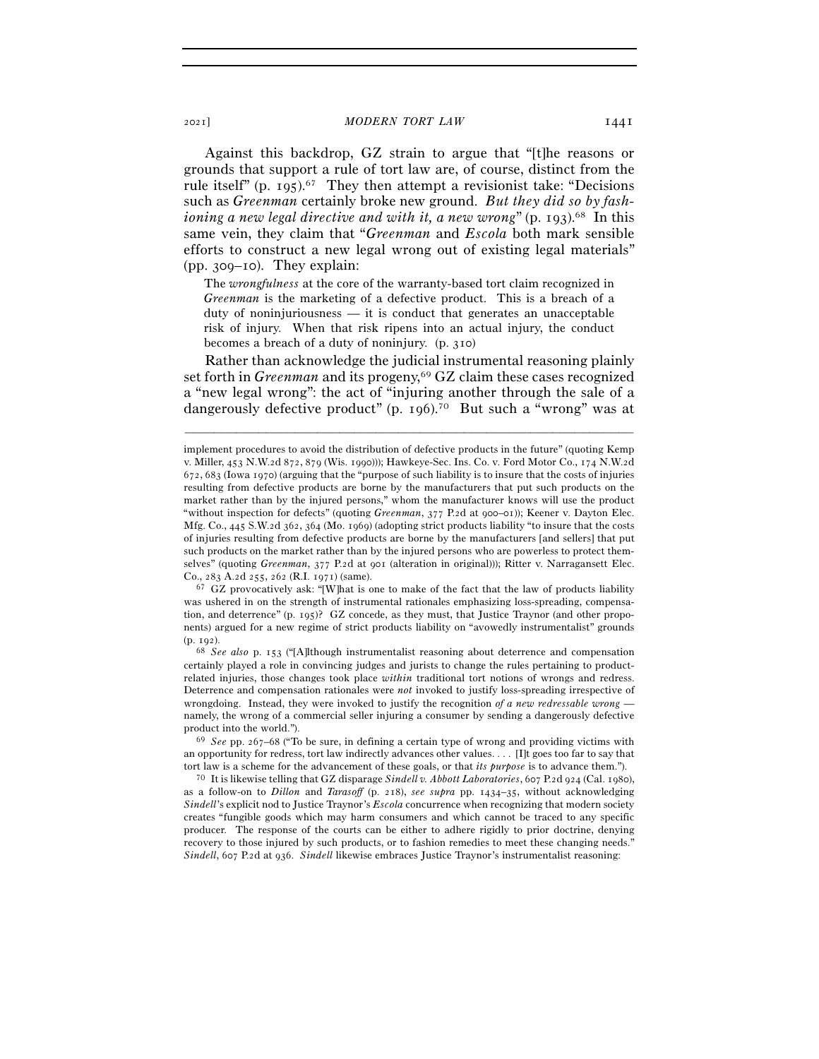Against this backdrop, GZ strain to argue that "[t]he reasons or grounds that support a rule of tort law are, of course, distinct from the rule itself" (p. 195).[67] They then attempt a revisionist take: "Decisions such as *Greenman* certainly broke new ground. *But they did so by fashioning a new legal directive and with it, a new wrong*" (p. 193).[68] In this same vein, they claim that "*Greenman* and *Escola* both mark sensible efforts to construct a new legal wrong out of existing legal materials" (pp. 309–10). They explain:

> The *wrongfulness* at the core of the warranty-based tort claim recognized in *Greenman* is the marketing of a defective product. This is a breach of a duty of noninjuriousness — it is conduct that generates an unacceptable risk of injury. When that risk ripens into an actual injury, the conduct becomes a breach of a duty of noninjury. (p. 310)

Rather than acknowledge the judicial instrumental reasoning plainly set forth in *Greenman* and its progeny,[69] GZ claim these cases recognized a "new legal wrong": the act of "injuring another through the sale of a dangerously defective product" (p. 196).[70] But such a "wrong" was at

---

implement procedures to avoid the distribution of defective products in the future" (quoting Kemp v. Miller, 453 N.W.2d 872, 879 (Wis. 1990))); Hawkeye-Sec. Ins. Co. v. Ford Motor Co., 174 N.W.2d 672, 683 (Iowa 1970) (arguing that the "purpose of such liability is to insure that the costs of injuries resulting from defective products are borne by the manufacturers that put such products on the market rather than by the injured persons," whom the manufacturer knows will use the product "without inspection for defects" (quoting *Greenman*, 377 P.2d at 900–01)); Keener v. Dayton Elec. Mfg. Co., 445 S.W.2d 362, 364 (Mo. 1969) (adopting strict products liability "to insure that the costs of injuries resulting from defective products are borne by the manufacturers [and sellers] that put such products on the market rather than by the injured persons who are powerless to protect themselves" (quoting *Greenman*, 377 P.2d at 901 (alteration in original))); Ritter v. Narragansett Elec. Co., 283 A.2d 255, 262 (R.I. 1971) (same).

[67] GZ provocatively ask: "[W]hat is one to make of the fact that the law of products liability was ushered in on the strength of instrumental rationales emphasizing loss-spreading, compensation, and deterrence" (p. 195)? GZ concede, as they must, that Justice Traynor (and other proponents) argued for a new regime of strict products liability on "avowedly instrumentalist" grounds (p. 192).

[68] *See also* p. 153 ("[A]lthough instrumentalist reasoning about deterrence and compensation certainly played a role in convincing judges and jurists to change the rules pertaining to product-related injuries, those changes took place *within* traditional tort notions of wrongs and redress. Deterrence and compensation rationales were *not* invoked to justify loss-spreading irrespective of wrongdoing. Instead, they were invoked to justify the recognition *of a new redressable wrong* — namely, the wrong of a commercial seller injuring a consumer by sending a dangerously defective product into the world.").

[69] *See* pp. 267–68 ("To be sure, in defining a certain type of wrong and providing victims with an opportunity for redress, tort law indirectly advances other values. . . . [I]t goes too far to say that tort law is a scheme for the advancement of these goals, or that *its purpose* is to advance them.").

[70] It is likewise telling that GZ disparage *Sindell v. Abbott Laboratories*, 607 P.2d 924 (Cal. 1980), as a follow-on to *Dillon* and *Tarasoff* (p. 218), *see supra* pp. 1434–35, without acknowledging *Sindell*'s explicit nod to Justice Traynor's *Escola* concurrence when recognizing that modern society creates "fungible goods which may harm consumers and which cannot be traced to any specific producer. The response of the courts can be either to adhere rigidly to prior doctrine, denying recovery to those injured by such products, or to fashion remedies to meet these changing needs." *Sindell*, 607 P.2d at 936. *Sindell* likewise embraces Justice Traynor's instrumentalist reasoning: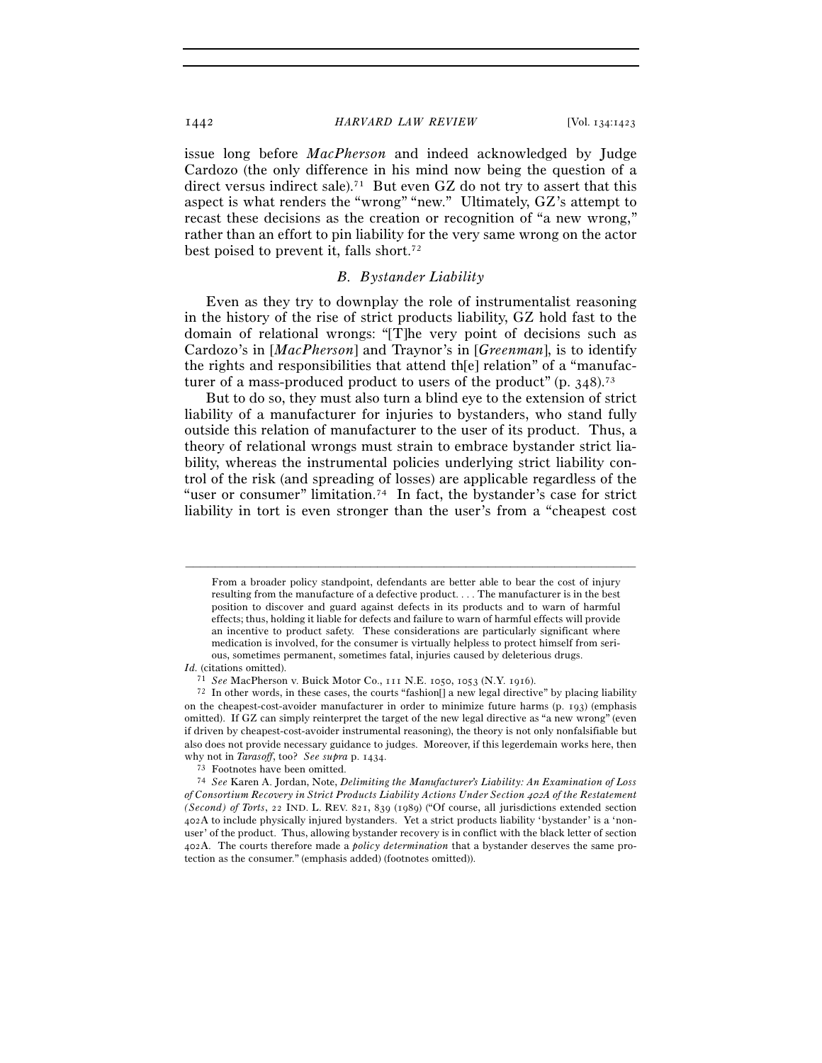issue long before *MacPherson* and indeed acknowledged by Judge Cardozo (the only difference in his mind now being the question of a direct versus indirect sale).[71] But even GZ do not try to assert that this aspect is what renders the "wrong" "new." Ultimately, GZ's attempt to recast these decisions as the creation or recognition of "a new wrong," rather than an effort to pin liability for the very same wrong on the actor best poised to prevent it, falls short.[72]

### *B. Bystander Liability*

Even as they try to downplay the role of instrumentalist reasoning in the history of the rise of strict products liability, GZ hold fast to the domain of relational wrongs: "[T]he very point of decisions such as Cardozo's in [*MacPherson*] and Traynor's in [*Greenman*], is to identify the rights and responsibilities that attend th[e] relation" of a "manufacturer of a mass-produced product to users of the product" (p. 348).[73]

But to do so, they must also turn a blind eye to the extension of strict liability of a manufacturer for injuries to bystanders, who stand fully outside this relation of manufacturer to the user of its product. Thus, a theory of relational wrongs must strain to embrace bystander strict liability, whereas the instrumental policies underlying strict liability control of the risk (and spreading of losses) are applicable regardless of the "user or consumer" limitation.[74] In fact, the bystander's case for strict liability in tort is even stronger than the user's from a "cheapest cost

---

> From a broader policy standpoint, defendants are better able to bear the cost of injury resulting from the manufacture of a defective product. . . . The manufacturer is in the best position to discover and guard against defects in its products and to warn of harmful effects; thus, holding it liable for defects and failure to warn of harmful effects will provide an incentive to product safety. These considerations are particularly significant where medication is involved, for the consumer is virtually helpless to protect himself from serious, sometimes permanent, sometimes fatal, injuries caused by deleterious drugs.

*Id.* (citations omitted).

[71] *See* MacPherson v. Buick Motor Co., 111 N.E. 1050, 1053 (N.Y. 1916).

[72] In other words, in these cases, the courts "fashion[] a new legal directive" by placing liability on the cheapest-cost-avoider manufacturer in order to minimize future harms (p. 193) (emphasis omitted). If GZ can simply reinterpret the target of the new legal directive as "a new wrong" (even if driven by cheapest-cost-avoider instrumental reasoning), the theory is not only nonfalsifiable but also does not provide necessary guidance to judges. Moreover, if this legerdemain works here, then why not in *Tarasoff*, too? *See supra* p. 1434.

[73] Footnotes have been omitted.

[74] *See* Karen A. Jordan, Note, *Delimiting the Manufacturer's Liability: An Examination of Loss of Consortium Recovery in Strict Products Liability Actions Under Section 402A of the Restatement (Second) of Torts*, 22 IND. L. REV. 821, 839 (1989) ("Of course, all jurisdictions extended section 402A to include physically injured bystanders. Yet a strict products liability 'bystander' is a 'non-user' of the product. Thus, allowing bystander recovery is in conflict with the black letter of section 402A. The courts therefore made a *policy determination* that a bystander deserves the same protection as the consumer." (emphasis added) (footnotes omitted)).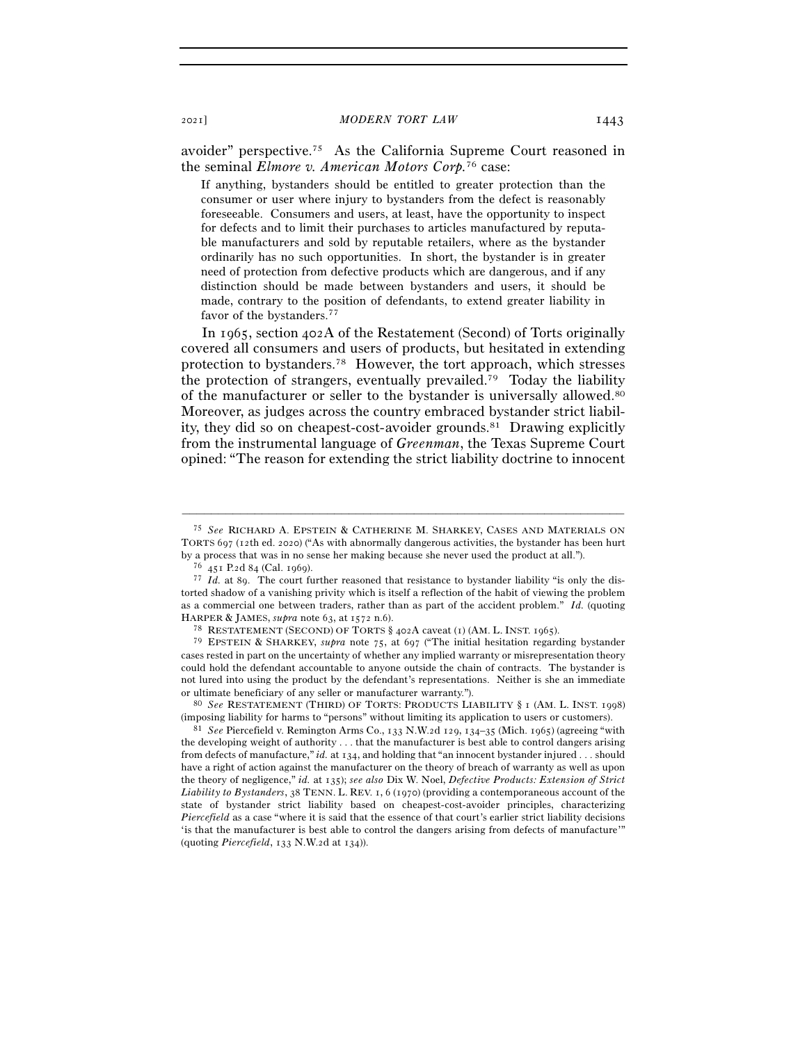avoider" perspective.[75] As the California Supreme Court reasoned in the seminal *Elmore v. American Motors Corp.*[76] case:

> If anything, bystanders should be entitled to greater protection than the consumer or user where injury to bystanders from the defect is reasonably foreseeable. Consumers and users, at least, have the opportunity to inspect for defects and to limit their purchases to articles manufactured by reputable manufacturers and sold by reputable retailers, where as the bystander ordinarily has no such opportunities. In short, the bystander is in greater need of protection from defective products which are dangerous, and if any distinction should be made between bystanders and users, it should be made, contrary to the position of defendants, to extend greater liability in favor of the bystanders.[77]

In 1965, section 402A of the Restatement (Second) of Torts originally covered all consumers and users of products, but hesitated in extending protection to bystanders.[78] However, the tort approach, which stresses the protection of strangers, eventually prevailed.[79] Today the liability of the manufacturer or seller to the bystander is universally allowed.[80] Moreover, as judges across the country embraced bystander strict liability, they did so on cheapest-cost-avoider grounds.[81] Drawing explicitly from the instrumental language of *Greenman*, the Texas Supreme Court opined: "The reason for extending the strict liability doctrine to innocent

---

[75] *See* RICHARD A. EPSTEIN & CATHERINE M. SHARKEY, CASES AND MATERIALS ON TORTS 697 (12th ed. 2020) ("As with abnormally dangerous activities, the bystander has been hurt by a process that was in no sense her making because she never used the product at all.").

[76] 451 P.2d 84 (Cal. 1969).

[77] *Id.* at 89. The court further reasoned that resistance to bystander liability "is only the distorted shadow of a vanishing privity which is itself a reflection of the habit of viewing the problem as a commercial one between traders, rather than as part of the accident problem." *Id.* (quoting HARPER & JAMES, *supra* note 63, at 1572 n.6).

[78] RESTATEMENT (SECOND) OF TORTS § 402A caveat (1) (AM. L. INST. 1965).

[79] EPSTEIN & SHARKEY, *supra* note 75, at 697 ("The initial hesitation regarding bystander cases rested in part on the uncertainty of whether any implied warranty or misrepresentation theory could hold the defendant accountable to anyone outside the chain of contracts. The bystander is not lured into using the product by the defendant's representations. Neither is she an immediate or ultimate beneficiary of any seller or manufacturer warranty.").

[80] *See* RESTATEMENT (THIRD) OF TORTS: PRODUCTS LIABILITY § 1 (AM. L. INST. 1998) (imposing liability for harms to "persons" without limiting its application to users or customers).

[81] *See* Piercefield v. Remington Arms Co., 133 N.W.2d 129, 134–35 (Mich. 1965) (agreeing "with the developing weight of authority . . . that the manufacturer is best able to control dangers arising from defects of manufacture," *id.* at 134, and holding that "an innocent bystander injured . . . should have a right of action against the manufacturer on the theory of breach of warranty as well as upon the theory of negligence," *id.* at 135); *see also* Dix W. Noel, *Defective Products: Extension of Strict Liability to Bystanders*, 38 TENN. L. REV. 1, 6 (1970) (providing a contemporaneous account of the state of bystander strict liability based on cheapest-cost-avoider principles, characterizing *Piercefield* as a case "where it is said that the essence of that court's earlier strict liability decisions 'is that the manufacturer is best able to control the dangers arising from defects of manufacture'" (quoting *Piercefield*, 133 N.W.2d at 134)).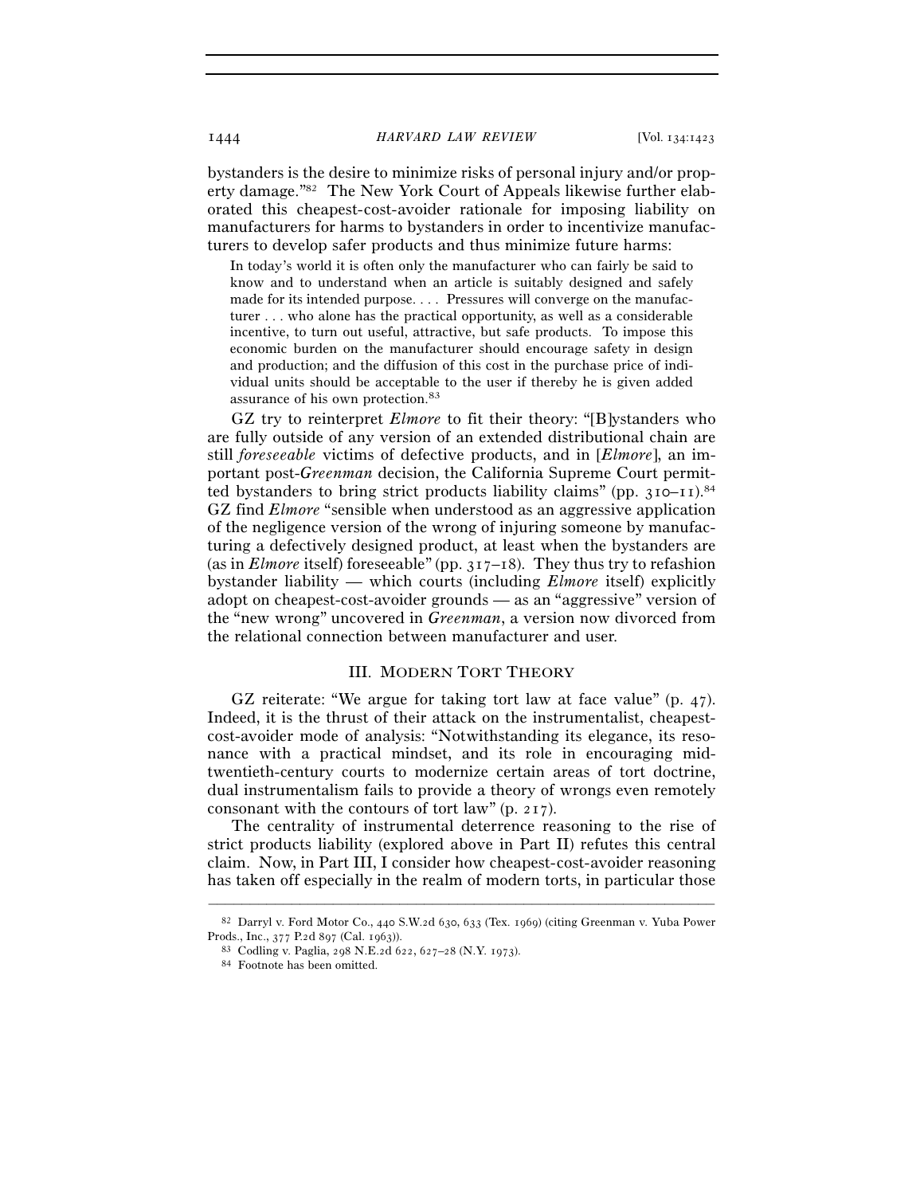bystanders is the desire to minimize risks of personal injury and/or property damage."[82] The New York Court of Appeals likewise further elaborated this cheapest-cost-avoider rationale for imposing liability on manufacturers for harms to bystanders in order to incentivize manufacturers to develop safer products and thus minimize future harms:

> In today's world it is often only the manufacturer who can fairly be said to know and to understand when an article is suitably designed and safely made for its intended purpose. . . . Pressures will converge on the manufacturer . . . who alone has the practical opportunity, as well as a considerable incentive, to turn out useful, attractive, but safe products. To impose this economic burden on the manufacturer should encourage safety in design and production; and the diffusion of this cost in the purchase price of individual units should be acceptable to the user if thereby he is given added assurance of his own protection.[83]

GZ try to reinterpret *Elmore* to fit their theory: "[B]ystanders who are fully outside of any version of an extended distributional chain are still *foreseeable* victims of defective products, and in [*Elmore*], an important post-*Greenman* decision, the California Supreme Court permitted bystanders to bring strict products liability claims" (pp. 310–11).[84] GZ find *Elmore* "sensible when understood as an aggressive application of the negligence version of the wrong of injuring someone by manufacturing a defectively designed product, at least when the bystanders are (as in *Elmore* itself) foreseeable" (pp. 317–18). They thus try to refashion bystander liability — which courts (including *Elmore* itself) explicitly adopt on cheapest-cost-avoider grounds — as an "aggressive" version of the "new wrong" uncovered in *Greenman*, a version now divorced from the relational connection between manufacturer and user.

## III. Modern Tort Theory

GZ reiterate: "We argue for taking tort law at face value" (p. 47). Indeed, it is the thrust of their attack on the instrumentalist, cheapest-cost-avoider mode of analysis: "Notwithstanding its elegance, its resonance with a practical mindset, and its role in encouraging mid-twentieth-century courts to modernize certain areas of tort doctrine, dual instrumentalism fails to provide a theory of wrongs even remotely consonant with the contours of tort law" (p. 217).

The centrality of instrumental deterrence reasoning to the rise of strict products liability (explored above in Part II) refutes this central claim. Now, in Part III, I consider how cheapest-cost-avoider reasoning has taken off especially in the realm of modern torts, in particular those

---

[82] Darryl v. Ford Motor Co., 440 S.W.2d 630, 633 (Tex. 1969) (citing Greenman v. Yuba Power Prods., Inc., 377 P.2d 897 (Cal. 1963)).

[83] Codling v. Paglia, 298 N.E.2d 622, 627–28 (N.Y. 1973).

[84] Footnote has been omitted.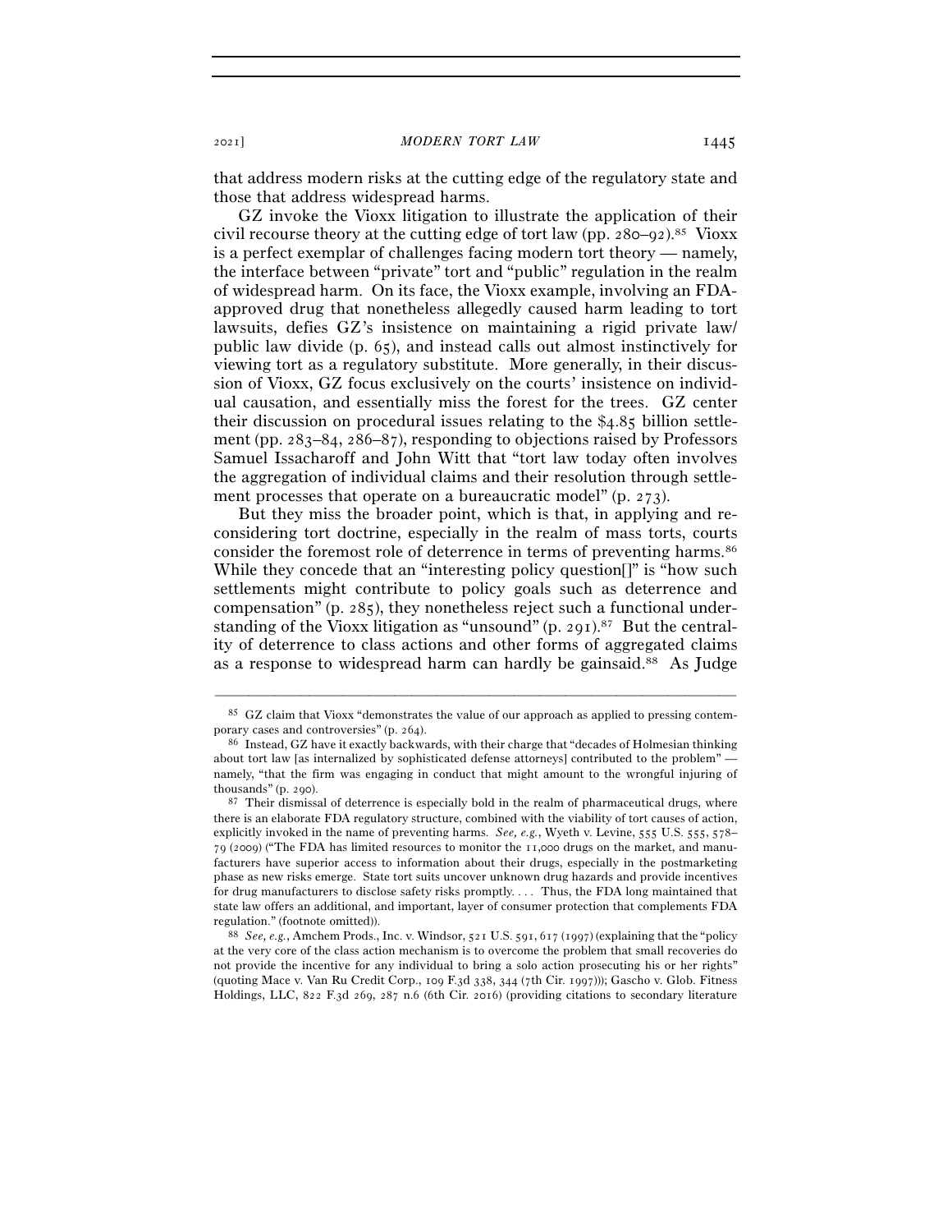that address modern risks at the cutting edge of the regulatory state and those that address widespread harms.

GZ invoke the Vioxx litigation to illustrate the application of their civil recourse theory at the cutting edge of tort law (pp. 280–92).[85] Vioxx is a perfect exemplar of challenges facing modern tort theory — namely, the interface between "private" tort and "public" regulation in the realm of widespread harm. On its face, the Vioxx example, involving an FDA-approved drug that nonetheless allegedly caused harm leading to tort lawsuits, defies GZ's insistence on maintaining a rigid private law/public law divide (p. 65), and instead calls out almost instinctively for viewing tort as a regulatory substitute. More generally, in their discussion of Vioxx, GZ focus exclusively on the courts' insistence on individual causation, and essentially miss the forest for the trees. GZ center their discussion on procedural issues relating to the $4.85 billion settlement (pp. 283–84, 286–87), responding to objections raised by Professors Samuel Issacharoff and John Witt that "tort law today often involves the aggregation of individual claims and their resolution through settlement processes that operate on a bureaucratic model" (p. 273).

But they miss the broader point, which is that, in applying and reconsidering tort doctrine, especially in the realm of mass torts, courts consider the foremost role of deterrence in terms of preventing harms.[86] While they concede that an "interesting policy question[]" is "how such settlements might contribute to policy goals such as deterrence and compensation" (p. 285), they nonetheless reject such a functional understanding of the Vioxx litigation as "unsound" (p. 291).[87] But the centrality of deterrence to class actions and other forms of aggregated claims as a response to widespread harm can hardly be gainsaid.[88] As Judge

---

[85] GZ claim that Vioxx "demonstrates the value of our approach as applied to pressing contemporary cases and controversies" (p. 264).

[86] Instead, GZ have it exactly backwards, with their charge that "decades of Holmesian thinking about tort law [as internalized by sophisticated defense attorneys] contributed to the problem" — namely, "that the firm was engaging in conduct that might amount to the wrongful injuring of thousands" (p. 290).

[87] Their dismissal of deterrence is especially bold in the realm of pharmaceutical drugs, where there is an elaborate FDA regulatory structure, combined with the viability of tort causes of action, explicitly invoked in the name of preventing harms. *See, e.g.*, Wyeth v. Levine, 555 U.S. 555, 578–79 (2009) ("The FDA has limited resources to monitor the 11,000 drugs on the market, and manufacturers have superior access to information about their drugs, especially in the postmarketing phase as new risks emerge. State tort suits uncover unknown drug hazards and provide incentives for drug manufacturers to disclose safety risks promptly. . . . Thus, the FDA long maintained that state law offers an additional, and important, layer of consumer protection that complements FDA regulation." (footnote omitted)).

[88] *See, e.g.*, Amchem Prods., Inc. v. Windsor, 521 U.S. 591, 617 (1997) (explaining that the "policy at the very core of the class action mechanism is to overcome the problem that small recoveries do not provide the incentive for any individual to bring a solo action prosecuting his or her rights" (quoting Mace v. Van Ru Credit Corp., 109 F.3d 338, 344 (7th Cir. 1997))); Gascho v. Glob. Fitness Holdings, LLC, 822 F.3d 269, 287 n.6 (6th Cir. 2016) (providing citations to secondary literature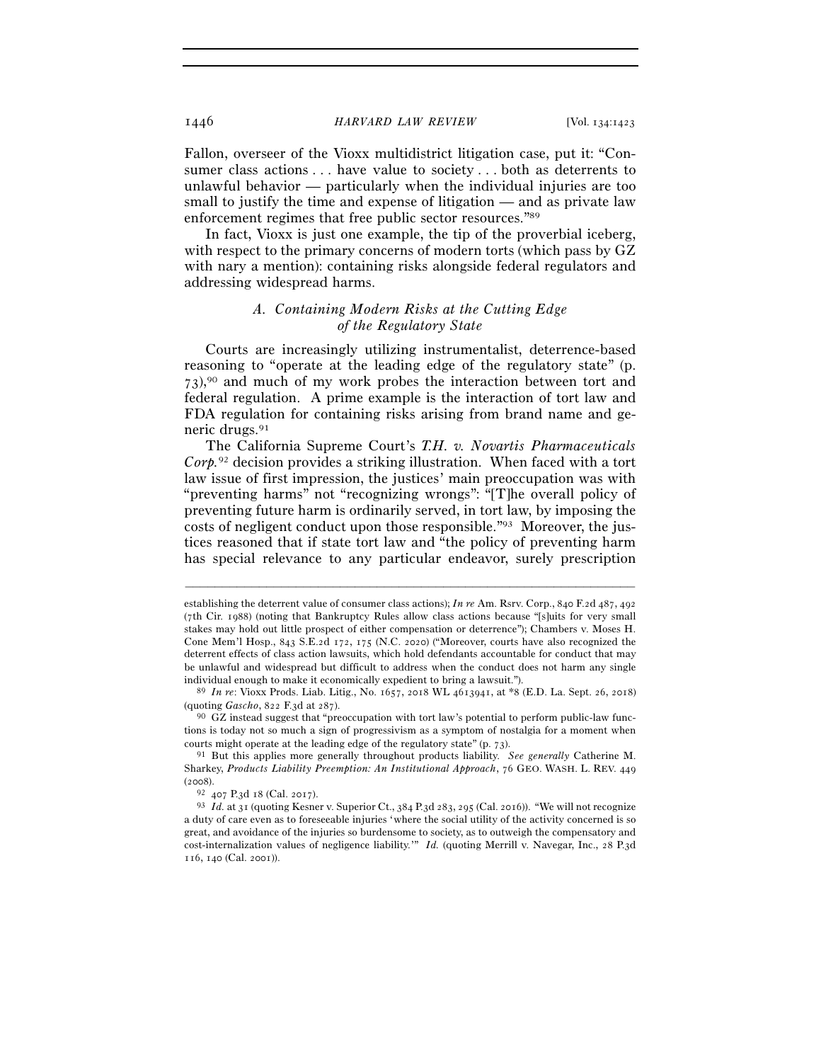Fallon, overseer of the Vioxx multidistrict litigation case, put it: "Consumer class actions . . . have value to society . . . both as deterrents to unlawful behavior — particularly when the individual injuries are too small to justify the time and expense of litigation — and as private law enforcement regimes that free public sector resources."[89]

In fact, Vioxx is just one example, the tip of the proverbial iceberg, with respect to the primary concerns of modern torts (which pass by GZ with nary a mention): containing risks alongside federal regulators and addressing widespread harms.

### *A. Containing Modern Risks at the Cutting Edge of the Regulatory State*

Courts are increasingly utilizing instrumentalist, deterrence-based reasoning to "operate at the leading edge of the regulatory state" (p. 73),[90] and much of my work probes the interaction between tort and federal regulation. A prime example is the interaction of tort law and FDA regulation for containing risks arising from brand name and generic drugs.[91]

The California Supreme Court's *T.H. v. Novartis Pharmaceuticals Corp.*[92] decision provides a striking illustration. When faced with a tort law issue of first impression, the justices' main preoccupation was with "preventing harms" not "recognizing wrongs": "[T]he overall policy of preventing future harm is ordinarily served, in tort law, by imposing the costs of negligent conduct upon those responsible."[93] Moreover, the justices reasoned that if state tort law and "the policy of preventing harm has special relevance to any particular endeavor, surely prescription

---

establishing the deterrent value of consumer class actions); *In re* Am. Rsrv. Corp., 840 F.2d 487, 492 (7th Cir. 1988) (noting that Bankruptcy Rules allow class actions because "[s]uits for very small stakes may hold out little prospect of either compensation or deterrence"); Chambers v. Moses H. Cone Mem'l Hosp., 843 S.E.2d 172, 175 (N.C. 2020) ("Moreover, courts have also recognized the deterrent effects of class action lawsuits, which hold defendants accountable for conduct that may be unlawful and widespread but difficult to address when the conduct does not harm any single individual enough to make it economically expedient to bring a lawsuit.").

[89] *In re*: Vioxx Prods. Liab. Litig., No. 1657, 2018 WL 4613941, at *8 (E.D. La. Sept. 26, 2018) (quoting *Gascho*, 822 F.3d at 287).

[90] GZ instead suggest that "preoccupation with tort law's potential to perform public-law functions is today not so much a sign of progressivism as a symptom of nostalgia for a moment when courts might operate at the leading edge of the regulatory state" (p. 73).

[91] But this applies more generally throughout products liability. *See generally* Catherine M. Sharkey, *Products Liability Preemption: An Institutional Approach*, 76 GEO. WASH. L. REV. 449 (2008).

[92] 407 P.3d 18 (Cal. 2017).

[93] *Id.* at 31 (quoting Kesner v. Superior Ct., 384 P.3d 283, 295 (Cal. 2016)). "We will not recognize a duty of care even as to foreseeable injuries 'where the social utility of the activity concerned is so great, and avoidance of the injuries so burdensome to society, as to outweigh the compensatory and cost-internalization values of negligence liability.'" *Id.* (quoting Merrill v. Navegar, Inc., 28 P.3d 116, 140 (Cal. 2001)).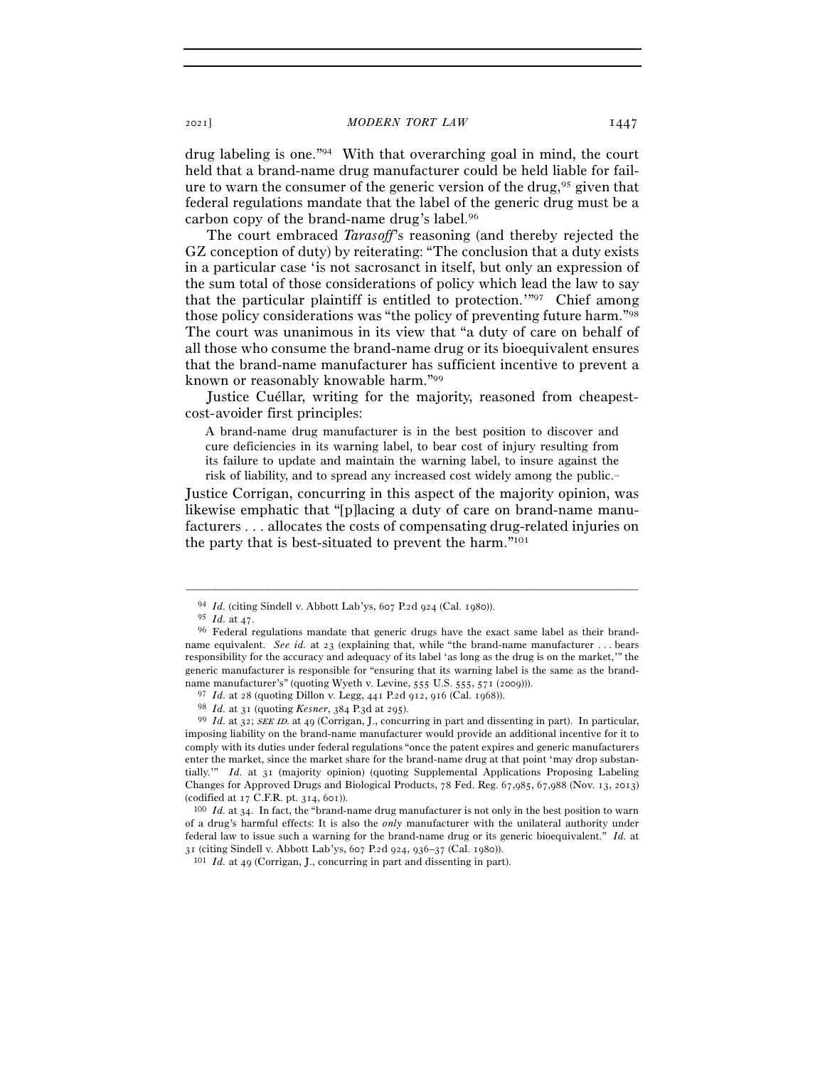drug labeling is one."[94] With that overarching goal in mind, the court held that a brand-name drug manufacturer could be held liable for failure to warn the consumer of the generic version of the drug,[95] given that federal regulations mandate that the label of the generic drug must be a carbon copy of the brand-name drug's label.[96]

The court embraced *Tarasoff*'s reasoning (and thereby rejected the GZ conception of duty) by reiterating: "The conclusion that a duty exists in a particular case 'is not sacrosanct in itself, but only an expression of the sum total of those considerations of policy which lead the law to say that the particular plaintiff is entitled to protection.'"[97] Chief among those policy considerations was "the policy of preventing future harm."[98] The court was unanimous in its view that "a duty of care on behalf of all those who consume the brand-name drug or its bioequivalent ensures that the brand-name manufacturer has sufficient incentive to prevent a known or reasonably knowable harm."[99]

Justice Cuéllar, writing for the majority, reasoned from cheapest-cost-avoider first principles:

> A brand-name drug manufacturer is in the best position to discover and cure deficiencies in its warning label, to bear cost of injury resulting from its failure to update and maintain the warning label, to insure against the risk of liability, and to spread any increased cost widely among the public.[100]

Justice Corrigan, concurring in this aspect of the majority opinion, was likewise emphatic that "[p]lacing a duty of care on brand-name manufacturers . . . allocates the costs of compensating drug-related injuries on the party that is best-situated to prevent the harm."[101]

---

[94] *Id.* (citing Sindell v. Abbott Lab'ys, 607 P.2d 924 (Cal. 1980)).

[95] *Id.* at 47.

[96] Federal regulations mandate that generic drugs have the exact same label as their brand-name equivalent. *See id.* at 23 (explaining that, while "the brand-name manufacturer . . . bears responsibility for the accuracy and adequacy of its label 'as long as the drug is on the market,'" the generic manufacturer is responsible for "ensuring that its warning label is the same as the brand-name manufacturer's" (quoting Wyeth v. Levine, 555 U.S. 555, 571 (2009))).

[97] *Id.* at 28 (quoting Dillon v. Legg, 441 P.2d 912, 916 (Cal. 1968)).

[98] *Id.* at 31 (quoting *Kesner*, 384 P.3d at 295).

[99] *Id.* at 32; *see id.* at 49 (Corrigan, J., concurring in part and dissenting in part). In particular, imposing liability on the brand-name manufacturer would provide an additional incentive for it to comply with its duties under federal regulations "once the patent expires and generic manufacturers enter the market, since the market share for the brand-name drug at that point 'may drop substantially.'" *Id.* at 31 (majority opinion) (quoting Supplemental Applications Proposing Labeling Changes for Approved Drugs and Biological Products, 78 Fed. Reg. 67,985, 67,988 (Nov. 13, 2013) (codified at 17 C.F.R. pt. 314, 601)).

[100] *Id.* at 34. In fact, the "brand-name drug manufacturer is not only in the best position to warn of a drug's harmful effects: It is also the *only* manufacturer with the unilateral authority under federal law to issue such a warning for the brand-name drug or its generic bioequivalent." *Id.* at 31 (citing Sindell v. Abbott Lab'ys, 607 P.2d 924, 936–37 (Cal. 1980)).

[101] *Id.* at 49 (Corrigan, J., concurring in part and dissenting in part).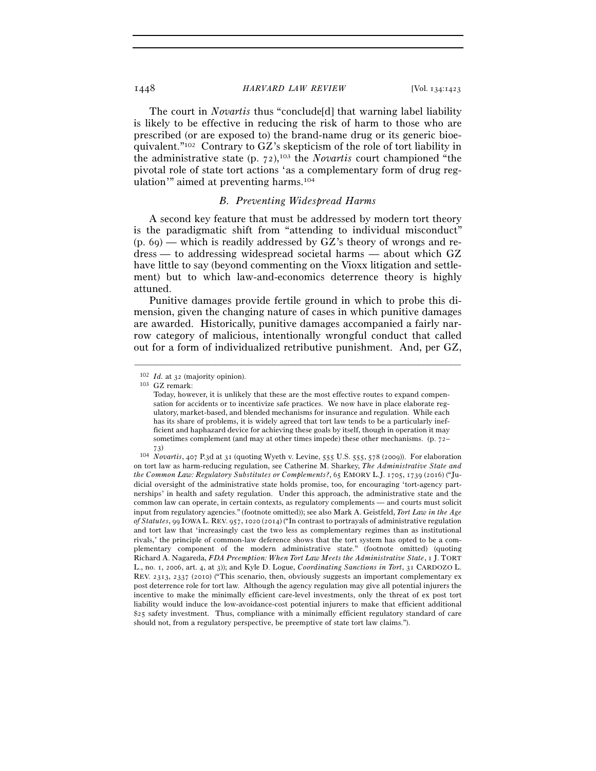The court in *Novartis* thus "conclude[d] that warning label liability is likely to be effective in reducing the risk of harm to those who are prescribed (or are exposed to) the brand-name drug or its generic bioequivalent."[102] Contrary to GZ's skepticism of the role of tort liability in the administrative state (p. 72),[103] the *Novartis* court championed "the pivotal role of state tort actions 'as a complementary form of drug regulation'" aimed at preventing harms.[104]

### *B. Preventing Widespread Harms*

A second key feature that must be addressed by modern tort theory is the paradigmatic shift from "attending to individual misconduct" (p. 69) — which is readily addressed by GZ's theory of wrongs and redress — to addressing widespread societal harms — about which GZ have little to say (beyond commenting on the Vioxx litigation and settlement) but to which law-and-economics deterrence theory is highly attuned.

Punitive damages provide fertile ground in which to probe this dimension, given the changing nature of cases in which punitive damages are awarded. Historically, punitive damages accompanied a fairly narrow category of malicious, intentionally wrongful conduct that called out for a form of individualized retributive punishment. And, per GZ,

---

[102] *Id.* at 32 (majority opinion).

[103] GZ remark:

> Today, however, it is unlikely that these are the most effective routes to expand compensation for accidents or to incentivize safe practices. We now have in place elaborate regulatory, market-based, and blended mechanisms for insurance and regulation. While each has its share of problems, it is widely agreed that tort law tends to be a particularly inefficient and haphazard device for achieving these goals by itself, though in operation it may sometimes complement (and may at other times impede) these other mechanisms. (p. 72–73)

[104] *Novartis*, 407 P.3d at 31 (quoting Wyeth v. Levine, 555 U.S. 555, 578 (2009)). For elaboration on tort law as harm-reducing regulation, see Catherine M. Sharkey, *The Administrative State and the Common Law: Regulatory Substitutes or Complements?*, 65 EMORY L.J. 1705, 1739 (2016) ("Judicial oversight of the administrative state holds promise, too, for encouraging 'tort-agency partnerships' in health and safety regulation. Under this approach, the administrative state and the common law can operate, in certain contexts, as regulatory complements — and courts must solicit input from regulatory agencies." (footnote omitted)); see also Mark A. Geistfeld, *Tort Law in the Age of Statutes*, 99 IOWA L. REV. 957, 1020 (2014) ("In contrast to portrayals of administrative regulation and tort law that 'increasingly cast the two less as complementary regimes than as institutional rivals,' the principle of common-law deference shows that the tort system has opted to be a complementary component of the modern administrative state." (footnote omitted) (quoting Richard A. Nagareda, *FDA Preemption: When Tort Law Meets the Administrative State*, 1 J. TORT L., no. 1, 2006, art. 4, at 3)); and Kyle D. Logue, *Coordinating Sanctions in Tort*, 31 CARDOZO L. REV. 2313, 2337 (2010) ("This scenario, then, obviously suggests an important complementary ex post deterrence role for tort law. Although the agency regulation may give all potential injurers the incentive to make the minimally efficient care-level investments, only the threat of ex post tort liability would induce the low-avoidance-cost potential injurers to make that efficient additional $25 safety investment. Thus, compliance with a minimally efficient regulatory standard of care should not, from a regulatory perspective, be preemptive of state tort law claims.").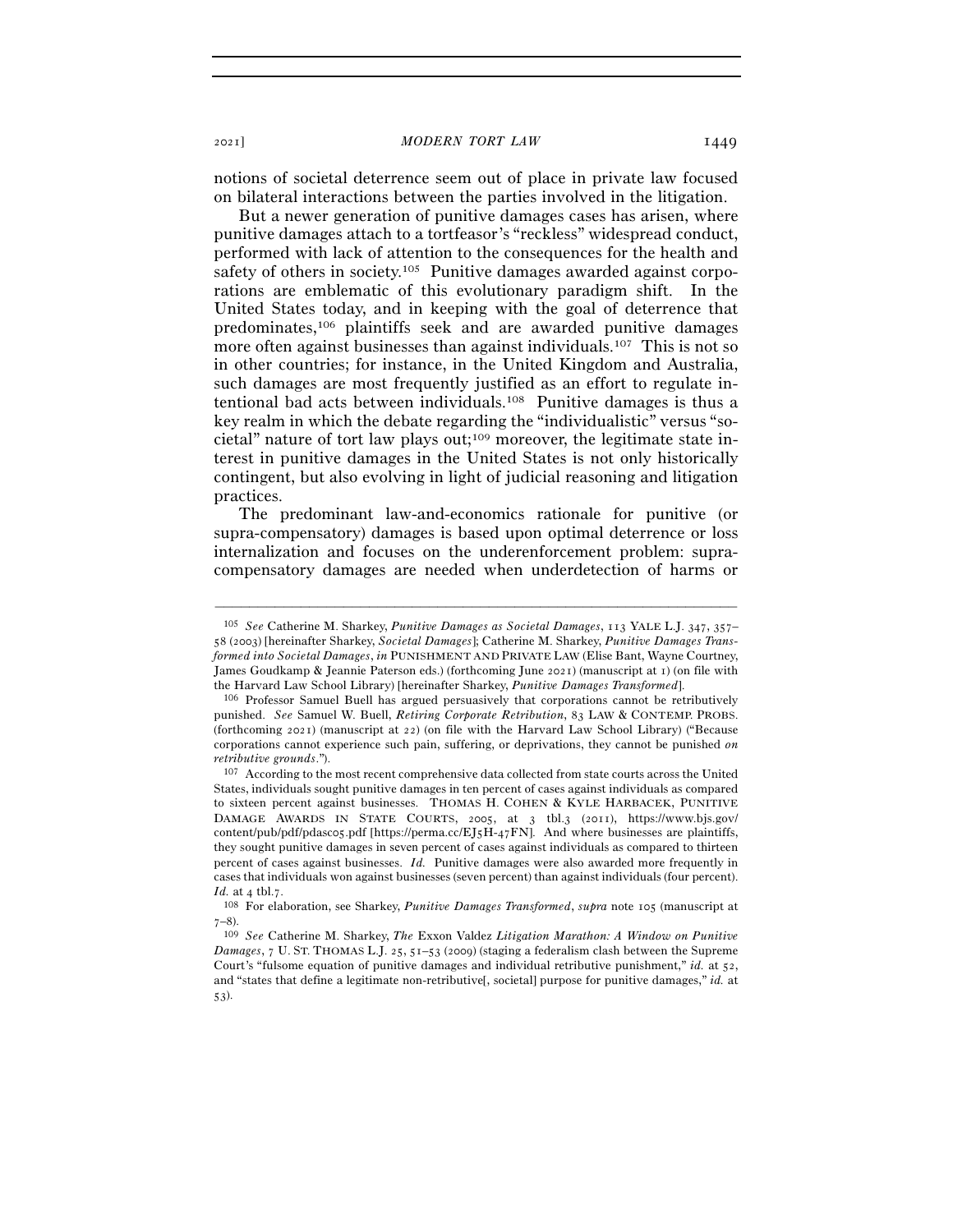notions of societal deterrence seem out of place in private law focused on bilateral interactions between the parties involved in the litigation.

But a newer generation of punitive damages cases has arisen, where punitive damages attach to a tortfeasor's "reckless" widespread conduct, performed with lack of attention to the consequences for the health and safety of others in society.[105] Punitive damages awarded against corporations are emblematic of this evolutionary paradigm shift. In the United States today, and in keeping with the goal of deterrence that predominates,[106] plaintiffs seek and are awarded punitive damages more often against businesses than against individuals.[107] This is not so in other countries; for instance, in the United Kingdom and Australia, such damages are most frequently justified as an effort to regulate intentional bad acts between individuals.[108] Punitive damages is thus a key realm in which the debate regarding the "individualistic" versus "societal" nature of tort law plays out;[109] moreover, the legitimate state interest in punitive damages in the United States is not only historically contingent, but also evolving in light of judicial reasoning and litigation practices.

The predominant law-and-economics rationale for punitive (or supra-compensatory) damages is based upon optimal deterrence or loss internalization and focuses on the underenforcement problem: supra-compensatory damages are needed when underdetection of harms or

---

[105] *See* Catherine M. Sharkey, *Punitive Damages as Societal Damages*, 113 YALE L.J. 347, 357–58 (2003) [hereinafter Sharkey, *Societal Damages*]; Catherine M. Sharkey, *Punitive Damages Transformed into Societal Damages*, *in* PUNISHMENT AND PRIVATE LAW (Elise Bant, Wayne Courtney, James Goudkamp & Jeannie Paterson eds.) (forthcoming June 2021) (manuscript at 1) (on file with the Harvard Law School Library) [hereinafter Sharkey, *Punitive Damages Transformed*].

[106] Professor Samuel Buell has argued persuasively that corporations cannot be retributively punished. *See* Samuel W. Buell, *Retiring Corporate Retribution*, 83 LAW & CONTEMP. PROBS. (forthcoming 2021) (manuscript at 22) (on file with the Harvard Law School Library) ("Because corporations cannot experience such pain, suffering, or deprivations, they cannot be punished *on retributive grounds*.").

[107] According to the most recent comprehensive data collected from state courts across the United States, individuals sought punitive damages in ten percent of cases against individuals as compared to sixteen percent against businesses. THOMAS H. COHEN & KYLE HARBACEK, PUNITIVE DAMAGE AWARDS IN STATE COURTS, 2005, at 3 tbl.3 (2011), https://www.bjs.gov/content/pub/pdf/pdasc05.pdf [https://perma.cc/EJ5H-47FN]. And where businesses are plaintiffs, they sought punitive damages in seven percent of cases against individuals as compared to thirteen percent of cases against businesses. *Id.* Punitive damages were also awarded more frequently in cases that individuals won against businesses (seven percent) than against individuals (four percent). *Id.* at 4 tbl.7.

[108] For elaboration, see Sharkey, *Punitive Damages Transformed*, *supra* note 105 (manuscript at 7–8).

[109] *See* Catherine M. Sharkey, *The* Exxon Valdez *Litigation Marathon: A Window on Punitive Damages*, 7 U. ST. THOMAS L.J. 25, 51–53 (2009) (staging a federalism clash between the Supreme Court's "fulsome equation of punitive damages and individual retributive punishment," *id.* at 52, and "states that define a legitimate non-retributive[, societal] purpose for punitive damages," *id.* at 53).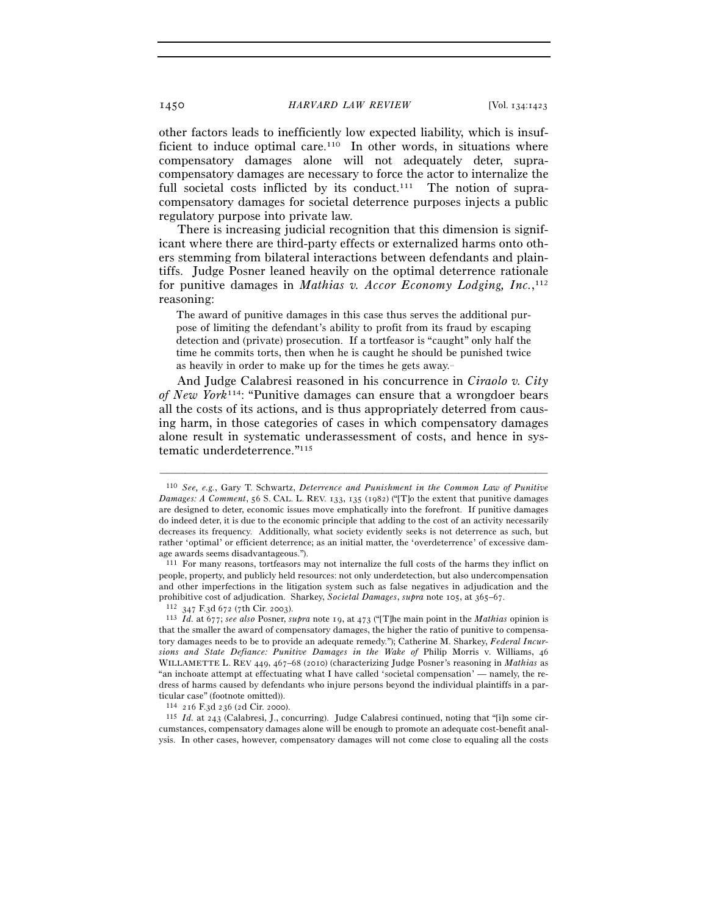other factors leads to inefficiently low expected liability, which is insufficient to induce optimal care.[110] In other words, in situations where compensatory damages alone will not adequately deter, supracompensatory damages are necessary to force the actor to internalize the full societal costs inflicted by its conduct.[111] The notion of supracompensatory damages for societal deterrence purposes injects a public regulatory purpose into private law.

There is increasing judicial recognition that this dimension is significant where there are third-party effects or externalized harms onto others stemming from bilateral interactions between defendants and plaintiffs. Judge Posner leaned heavily on the optimal deterrence rationale for punitive damages in *Mathias v. Accor Economy Lodging, Inc.*,[112] reasoning:

> The award of punitive damages in this case thus serves the additional purpose of limiting the defendant's ability to profit from its fraud by escaping detection and (private) prosecution. If a tortfeasor is "caught" only half the time he commits torts, then when he is caught he should be punished twice as heavily in order to make up for the times he gets away.[113]

And Judge Calabresi reasoned in his concurrence in *Ciraolo v. City of New York*[114]: "Punitive damages can ensure that a wrongdoer bears all the costs of its actions, and is thus appropriately deterred from causing harm, in those categories of cases in which compensatory damages alone result in systematic underassessment of costs, and hence in systematic underdeterrence."[115]

---

[110] *See, e.g.*, Gary T. Schwartz, *Deterrence and Punishment in the Common Law of Punitive Damages: A Comment*, 56 S. CAL. L. REV. 133, 135 (1982) ("[T]o the extent that punitive damages are designed to deter, economic issues move emphatically into the forefront. If punitive damages do indeed deter, it is due to the economic principle that adding to the cost of an activity necessarily decreases its frequency. Additionally, what society evidently seeks is not deterrence as such, but rather 'optimal' or efficient deterrence; as an initial matter, the 'overdeterrence' of excessive damage awards seems disadvantageous.").

[111] For many reasons, tortfeasors may not internalize the full costs of the harms they inflict on people, property, and publicly held resources: not only underdetection, but also undercompensation and other imperfections in the litigation system such as false negatives in adjudication and the prohibitive cost of adjudication. Sharkey, *Societal Damages*, *supra* note 105, at 365–67.

[112] 347 F.3d 672 (7th Cir. 2003).

[113] *Id.* at 677; *see also* Posner, *supra* note 19, at 473 ("[T]he main point in the *Mathias* opinion is that the smaller the award of compensatory damages, the higher the ratio of punitive to compensatory damages needs to be to provide an adequate remedy."); Catherine M. Sharkey, *Federal Incursions and State Defiance: Punitive Damages in the Wake of* Philip Morris v. Williams, 46 WILLAMETTE L. REV 449, 467–68 (2010) (characterizing Judge Posner's reasoning in *Mathias* as "an inchoate attempt at effectuating what I have called 'societal compensation' — namely, the redress of harms caused by defendants who injure persons beyond the individual plaintiffs in a particular case" (footnote omitted)).

[114] 216 F.3d 236 (2d Cir. 2000).

[115] *Id.* at 243 (Calabresi, J., concurring). Judge Calabresi continued, noting that "[i]n some circumstances, compensatory damages alone will be enough to promote an adequate cost-benefit analysis. In other cases, however, compensatory damages will not come close to equaling all the costs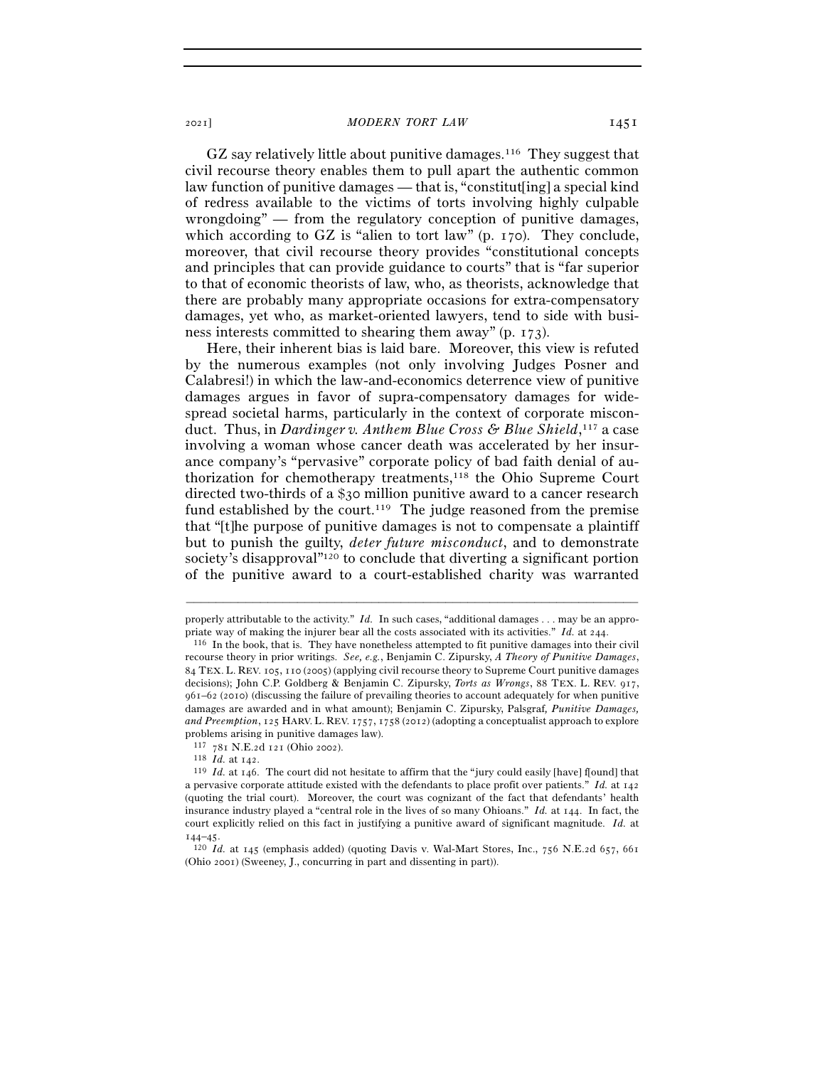GZ say relatively little about punitive damages.[116] They suggest that civil recourse theory enables them to pull apart the authentic common law function of punitive damages — that is, "constitut[ing] a special kind of redress available to the victims of torts involving highly culpable wrongdoing" — from the regulatory conception of punitive damages, which according to GZ is "alien to tort law" (p. 170). They conclude, moreover, that civil recourse theory provides "constitutional concepts and principles that can provide guidance to courts" that is "far superior to that of economic theorists of law, who, as theorists, acknowledge that there are probably many appropriate occasions for extra-compensatory damages, yet who, as market-oriented lawyers, tend to side with business interests committed to shearing them away" (p. 173).

Here, their inherent bias is laid bare. Moreover, this view is refuted by the numerous examples (not only involving Judges Posner and Calabresi!) in which the law-and-economics deterrence view of punitive damages argues in favor of supra-compensatory damages for widespread societal harms, particularly in the context of corporate misconduct. Thus, in *Dardinger v. Anthem Blue Cross & Blue Shield*,[117] a case involving a woman whose cancer death was accelerated by her insurance company's "pervasive" corporate policy of bad faith denial of authorization for chemotherapy treatments,[118] the Ohio Supreme Court directed two-thirds of a $30 million punitive award to a cancer research fund established by the court.[119] The judge reasoned from the premise that "[t]he purpose of punitive damages is not to compensate a plaintiff but to punish the guilty, *deter future misconduct*, and to demonstrate society's disapproval"[120] to conclude that diverting a significant portion of the punitive award to a court-established charity was warranted

---

properly attributable to the activity." *Id.* In such cases, "additional damages . . . may be an appropriate way of making the injurer bear all the costs associated with its activities." *Id.* at 244.

[116] In the book, that is. They have nonetheless attempted to fit punitive damages into their civil recourse theory in prior writings. *See, e.g.*, Benjamin C. Zipursky, *A Theory of Punitive Damages*, 84 TEX. L. REV. 105, 110 (2005) (applying civil recourse theory to Supreme Court punitive damages decisions); John C.P. Goldberg & Benjamin C. Zipursky, *Torts as Wrongs*, 88 TEX. L. REV. 917, 961–62 (2010) (discussing the failure of prevailing theories to account adequately for when punitive damages are awarded and in what amount); Benjamin C. Zipursky, Palsgraf*, Punitive Damages, and Preemption*, 125 HARV. L. REV. 1757, 1758 (2012) (adopting a conceptualist approach to explore problems arising in punitive damages law).

[117] 781 N.E.2d 121 (Ohio 2002).

[118] *Id.* at 142.

[119] *Id.* at 146. The court did not hesitate to affirm that the "jury could easily [have] f[ound] that a pervasive corporate attitude existed with the defendants to place profit over patients." *Id.* at 142 (quoting the trial court). Moreover, the court was cognizant of the fact that defendants' health insurance industry played a "central role in the lives of so many Ohioans." *Id.* at 144. In fact, the court explicitly relied on this fact in justifying a punitive award of significant magnitude. *Id.* at 144–45.

[120] *Id.* at 145 (emphasis added) (quoting Davis v. Wal-Mart Stores, Inc., 756 N.E.2d 657, 661 (Ohio 2001) (Sweeney, J., concurring in part and dissenting in part)).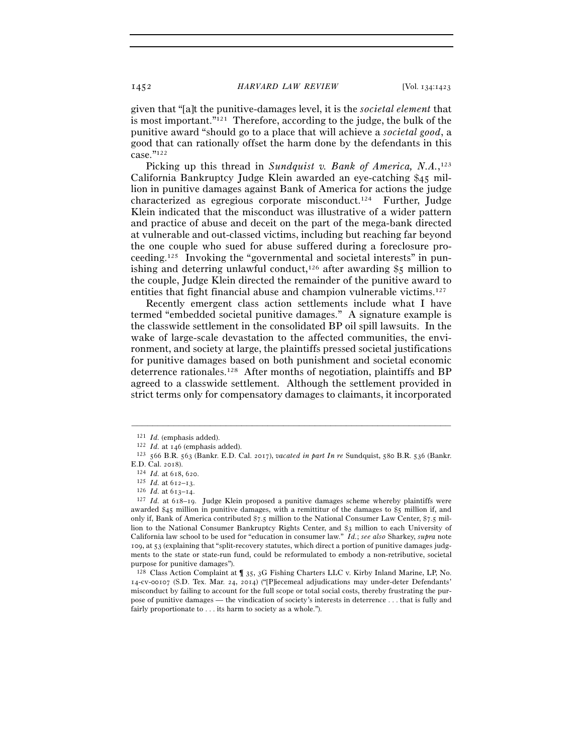given that "[a]t the punitive-damages level, it is the *societal element* that is most important."[121] Therefore, according to the judge, the bulk of the punitive award "should go to a place that will achieve a *societal good*, a good that can rationally offset the harm done by the defendants in this case."[122]

Picking up this thread in *Sundquist v. Bank of America, N.A.*,[123] California Bankruptcy Judge Klein awarded an eye-catching $45 million in punitive damages against Bank of America for actions the judge characterized as egregious corporate misconduct.[124] Further, Judge Klein indicated that the misconduct was illustrative of a wider pattern and practice of abuse and deceit on the part of the mega-bank directed at vulnerable and out-classed victims, including but reaching far beyond the one couple who sued for abuse suffered during a foreclosure proceeding.[125] Invoking the "governmental and societal interests" in punishing and deterring unlawful conduct,[126] after awarding $5 million to the couple, Judge Klein directed the remainder of the punitive award to entities that fight financial abuse and champion vulnerable victims.[127]

Recently emergent class action settlements include what I have termed "embedded societal punitive damages." A signature example is the classwide settlement in the consolidated BP oil spill lawsuits. In the wake of large-scale devastation to the affected communities, the environment, and society at large, the plaintiffs pressed societal justifications for punitive damages based on both punishment and societal economic deterrence rationales.[128] After months of negotiation, plaintiffs and BP agreed to a classwide settlement. Although the settlement provided in strict terms only for compensatory damages to claimants, it incorporated

---

[121] *Id.* (emphasis added).

[122] *Id.* at 146 (emphasis added).

[123] 566 B.R. 563 (Bankr. E.D. Cal. 2017), *vacated in part In re* Sundquist, 580 B.R. 536 (Bankr. E.D. Cal. 2018).

[124] *Id.* at 618, 620.

[125] *Id.* at 612–13.

[126] *Id.* at 613–14.

[127] *Id.* at 618–19. Judge Klein proposed a punitive damages scheme whereby plaintiffs were awarded $45 million in punitive damages, with a remittitur of the damages to $5 million if, and only if, Bank of America contributed $7.5 million to the National Consumer Law Center, $7.5 million to the National Consumer Bankruptcy Rights Center, and $3 million to each University of California law school to be used for "education in consumer law." *Id.*; *see also* Sharkey, *supra* note 109, at 53 (explaining that "split-recovery statutes, which direct a portion of punitive damages judgments to the state or state-run fund, could be reformulated to embody a non-retributive, societal purpose for punitive damages").

[128] Class Action Complaint at ¶ 35, 3G Fishing Charters LLC v. Kirby Inland Marine, LP, No. 14-cv-00107 (S.D. Tex. Mar. 24, 2014) ("[P]iecemeal adjudications may under-deter Defendants' misconduct by failing to account for the full scope or total social costs, thereby frustrating the purpose of punitive damages — the vindication of society's interests in deterrence . . . that is fully and fairly proportionate to . . . its harm to society as a whole.").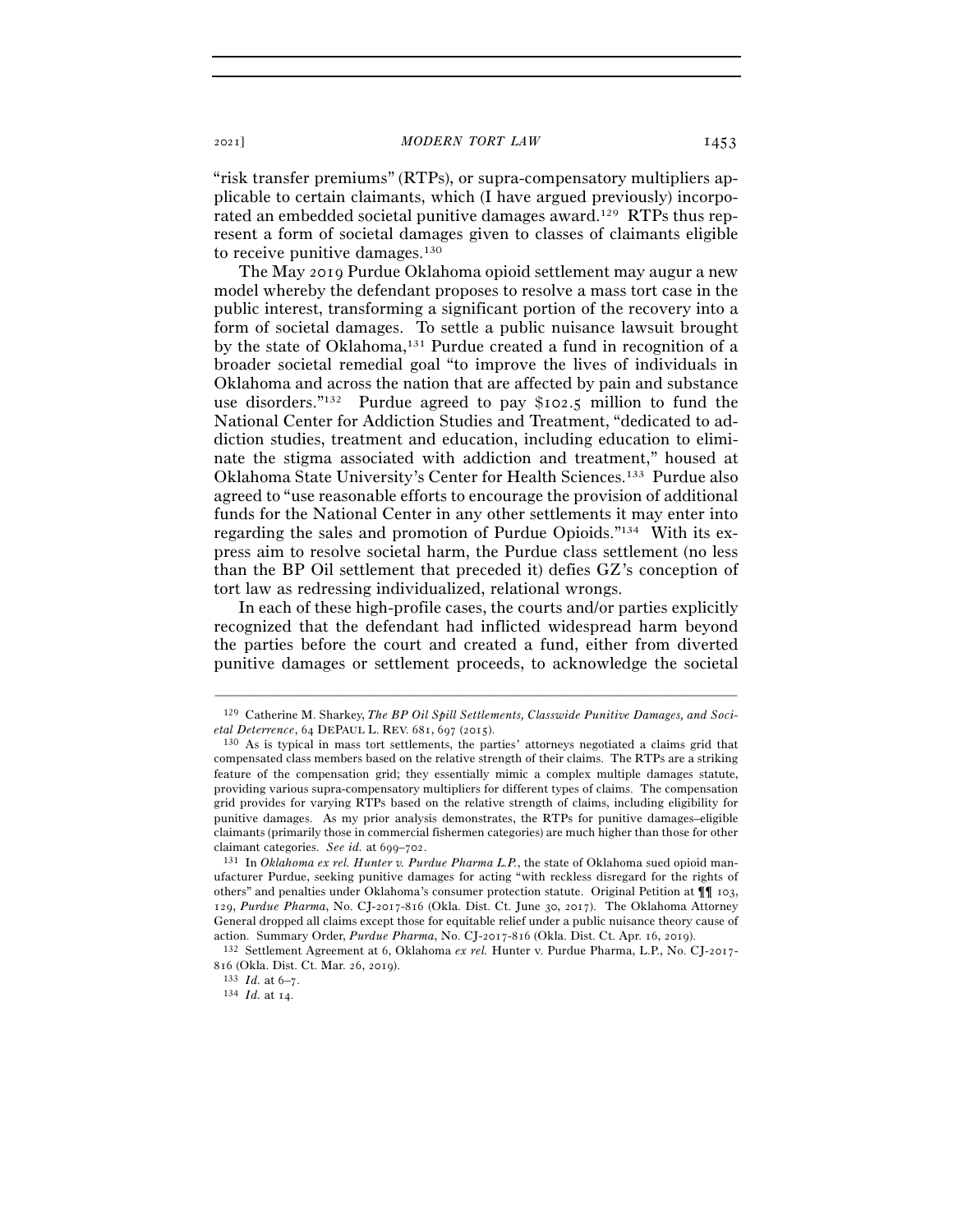"risk transfer premiums" (RTPs), or supra-compensatory multipliers applicable to certain claimants, which (I have argued previously) incorporated an embedded societal punitive damages award.[129] RTPs thus represent a form of societal damages given to classes of claimants eligible to receive punitive damages.[130]

The May 2019 Purdue Oklahoma opioid settlement may augur a new model whereby the defendant proposes to resolve a mass tort case in the public interest, transforming a significant portion of the recovery into a form of societal damages. To settle a public nuisance lawsuit brought by the state of Oklahoma,[131] Purdue created a fund in recognition of a broader societal remedial goal "to improve the lives of individuals in Oklahoma and across the nation that are affected by pain and substance use disorders."[132] Purdue agreed to pay $102.5 million to fund the National Center for Addiction Studies and Treatment, "dedicated to addiction studies, treatment and education, including education to eliminate the stigma associated with addiction and treatment," housed at Oklahoma State University's Center for Health Sciences.[133] Purdue also agreed to "use reasonable efforts to encourage the provision of additional funds for the National Center in any other settlements it may enter into regarding the sales and promotion of Purdue Opioids."[134] With its express aim to resolve societal harm, the Purdue class settlement (no less than the BP Oil settlement that preceded it) defies GZ's conception of tort law as redressing individualized, relational wrongs.

In each of these high-profile cases, the courts and/or parties explicitly recognized that the defendant had inflicted widespread harm beyond the parties before the court and created a fund, either from diverted punitive damages or settlement proceeds, to acknowledge the societal

---

[129] Catherine M. Sharkey, *The BP Oil Spill Settlements, Classwide Punitive Damages, and Societal Deterrence*, 64 DEPAUL L. REV. 681, 697 (2015).

[130] As is typical in mass tort settlements, the parties' attorneys negotiated a claims grid that compensated class members based on the relative strength of their claims. The RTPs are a striking feature of the compensation grid; they essentially mimic a complex multiple damages statute, providing various supra-compensatory multipliers for different types of claims. The compensation grid provides for varying RTPs based on the relative strength of claims, including eligibility for punitive damages. As my prior analysis demonstrates, the RTPs for punitive damages–eligible claimants (primarily those in commercial fishermen categories) are much higher than those for other claimant categories. *See id.* at 699–702.

[131] In *Oklahoma ex rel. Hunter v. Purdue Pharma L.P.*, the state of Oklahoma sued opioid manufacturer Purdue, seeking punitive damages for acting "with reckless disregard for the rights of others" and penalties under Oklahoma's consumer protection statute. Original Petition at ¶¶ 103, 129, *Purdue Pharma*, No. CJ-2017-816 (Okla. Dist. Ct. June 30, 2017). The Oklahoma Attorney General dropped all claims except those for equitable relief under a public nuisance theory cause of action. Summary Order, *Purdue Pharma*, No. CJ-2017-816 (Okla. Dist. Ct. Apr. 16, 2019).

[132] Settlement Agreement at 6, Oklahoma *ex rel.* Hunter v. Purdue Pharma, L.P., No. CJ-2017-816 (Okla. Dist. Ct. Mar. 26, 2019).

[133] *Id.* at 6–7.

[134] *Id.* at 14.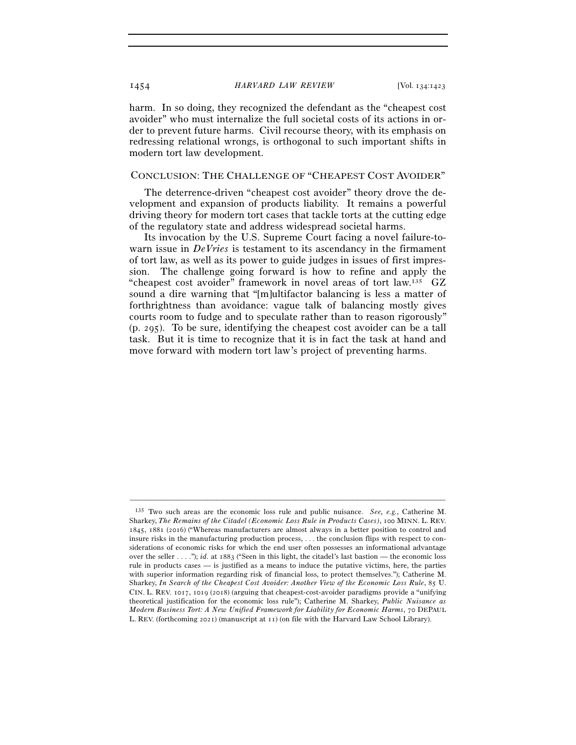harm. In so doing, they recognized the defendant as the "cheapest cost avoider" who must internalize the full societal costs of its actions in order to prevent future harms. Civil recourse theory, with its emphasis on redressing relational wrongs, is orthogonal to such important shifts in modern tort law development.

## CONCLUSION: THE CHALLENGE OF "CHEAPEST COST AVOIDER"

The deterrence-driven "cheapest cost avoider" theory drove the development and expansion of products liability. It remains a powerful driving theory for modern tort cases that tackle torts at the cutting edge of the regulatory state and address widespread societal harms.

Its invocation by the U.S. Supreme Court facing a novel failure-to-warn issue in *DeVries* is testament to its ascendancy in the firmament of tort law, as well as its power to guide judges in issues of first impression. The challenge going forward is how to refine and apply the "cheapest cost avoider" framework in novel areas of tort law.[135] GZ sound a dire warning that "[m]ultifactor balancing is less a matter of forthrightness than avoidance: vague talk of balancing mostly gives courts room to fudge and to speculate rather than to reason rigorously" (p. 295). To be sure, identifying the cheapest cost avoider can be a tall task. But it is time to recognize that it is in fact the task at hand and move forward with modern tort law's project of preventing harms.

---

[135] Two such areas are the economic loss rule and public nuisance. *See, e.g.*, Catherine M. Sharkey, *The Remains of the Citadel (Economic Loss Rule in Products Cases)*, 100 MINN. L. REV. 1845, 1881 (2016) ("Whereas manufacturers are almost always in a better position to control and insure risks in the manufacturing production process, . . . the conclusion flips with respect to considerations of economic risks for which the end user often possesses an informational advantage over the seller . . . ."); *id.* at 1883 ("Seen in this light, the citadel's last bastion — the economic loss rule in products cases — is justified as a means to induce the putative victims, here, the parties with superior information regarding risk of financial loss, to protect themselves."); Catherine M. Sharkey, *In Search of the Cheapest Cost Avoider: Another View of the Economic Loss Rule*, 85 U. CIN. L. REV. 1017, 1019 (2018) (arguing that cheapest-cost-avoider paradigms provide a "unifying theoretical justification for the economic loss rule"); Catherine M. Sharkey, *Public Nuisance as Modern Business Tort: A New Unified Framework for Liability for Economic Harms*, 70 DEPAUL L. REV. (forthcoming 2021) (manuscript at 11) (on file with the Harvard Law School Library).